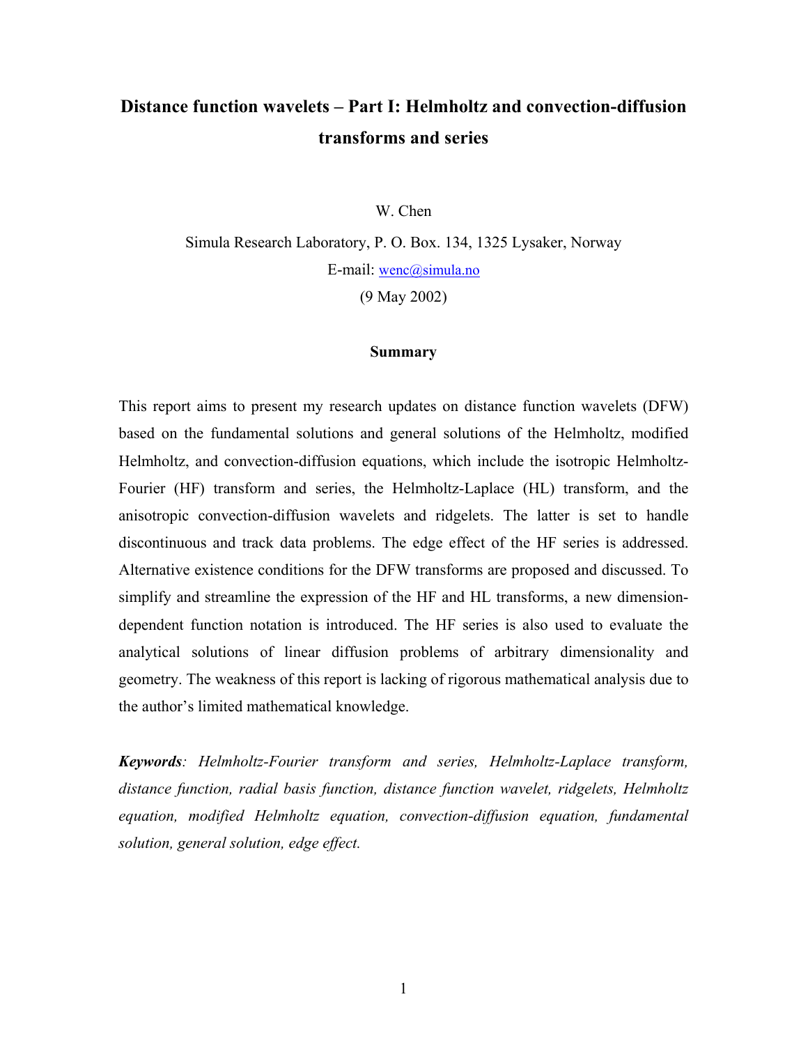# Distance function wavelets – Part I: Helmholtz and convection-diffusion transforms and series

W. Chen

Simula Research Laboratory, P. O. Box. 134, 1325 Lysaker, Norway

E-mail: wenc@simula.no

(9 May 2002)

## Summary

This report aims to present my research updates on distance function wavelets (DFW) based on the fundamental solutions and general solutions of the Helmholtz, modified Helmholtz, and convection-diffusion equations, which include the isotropic Helmholtz-Fourier (HF) transform and series, the Helmholtz-Laplace (HL) transform, and the anisotropic convection-diffusion wavelets and ridgelets. The latter is set to handle discontinuous and track data problems. The edge effect of the HF series is addressed. Alternative existence conditions for the DFW transforms are proposed and discussed. To simplify and streamline the expression of the HF and HL transforms, a new dimension-dependent function notation is introduced. The HF series is also used to evaluate the analytical solutions of linear diffusion problems of arbitrary dimensionality and geometry. The weakness of this report is lacking of rigorous mathematical analysis due to the author's limited mathematical knowledge.

***Keywords****: Helmholtz-Fourier transform and series, Helmholtz-Laplace transform, distance function, radial basis function, distance function wavelet, ridgelets, Helmholtz equation, modified Helmholtz equation, convection-diffusion equation, fundamental solution, general solution, edge effect.*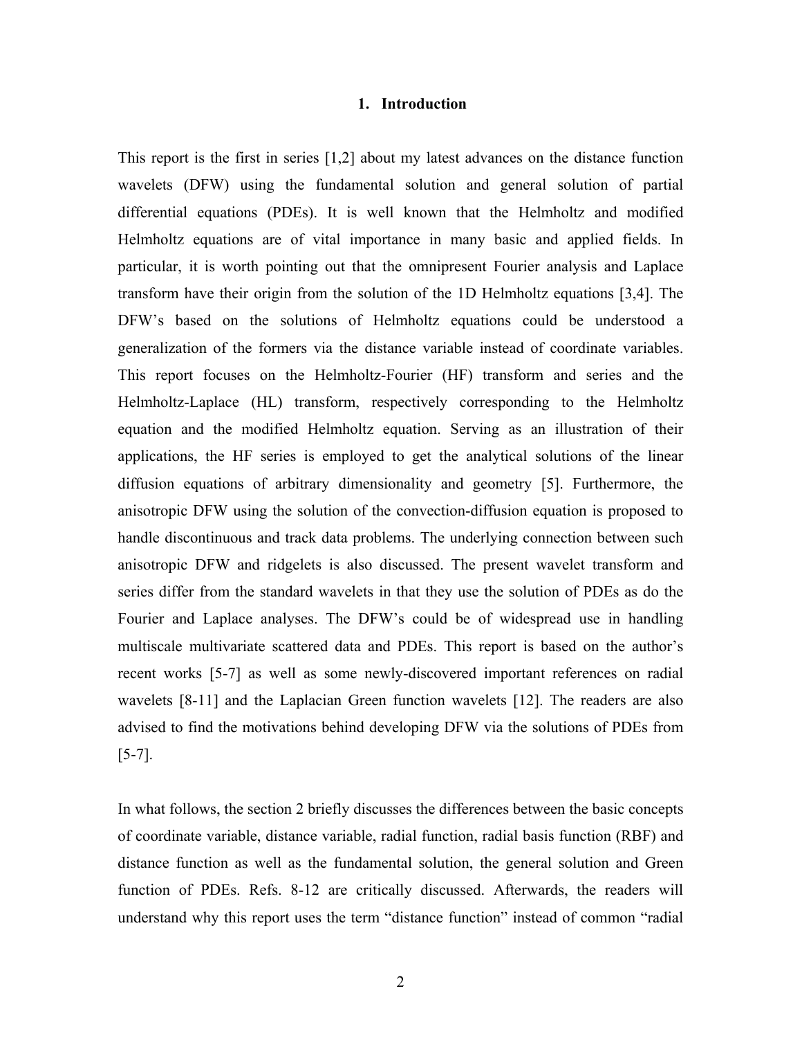## 1. Introduction

This report is the first in series [1,2] about my latest advances on the distance function wavelets (DFW) using the fundamental solution and general solution of partial differential equations (PDEs). It is well known that the Helmholtz and modified Helmholtz equations are of vital importance in many basic and applied fields. In particular, it is worth pointing out that the omnipresent Fourier analysis and Laplace transform have their origin from the solution of the 1D Helmholtz equations [3,4]. The DFW's based on the solutions of Helmholtz equations could be understood a generalization of the formers via the distance variable instead of coordinate variables. This report focuses on the Helmholtz-Fourier (HF) transform and series and the Helmholtz-Laplace (HL) transform, respectively corresponding to the Helmholtz equation and the modified Helmholtz equation. Serving as an illustration of their applications, the HF series is employed to get the analytical solutions of the linear diffusion equations of arbitrary dimensionality and geometry [5]. Furthermore, the anisotropic DFW using the solution of the convection-diffusion equation is proposed to handle discontinuous and track data problems. The underlying connection between such anisotropic DFW and ridgelets is also discussed. The present wavelet transform and series differ from the standard wavelets in that they use the solution of PDEs as do the Fourier and Laplace analyses. The DFW's could be of widespread use in handling multiscale multivariate scattered data and PDEs. This report is based on the author's recent works [5-7] as well as some newly-discovered important references on radial wavelets [8-11] and the Laplacian Green function wavelets [12]. The readers are also advised to find the motivations behind developing DFW via the solutions of PDEs from [5-7].

In what follows, the section 2 briefly discusses the differences between the basic concepts of coordinate variable, distance variable, radial function, radial basis function (RBF) and distance function as well as the fundamental solution, the general solution and Green function of PDEs. Refs. 8-12 are critically discussed. Afterwards, the readers will understand why this report uses the term "distance function" instead of common "radial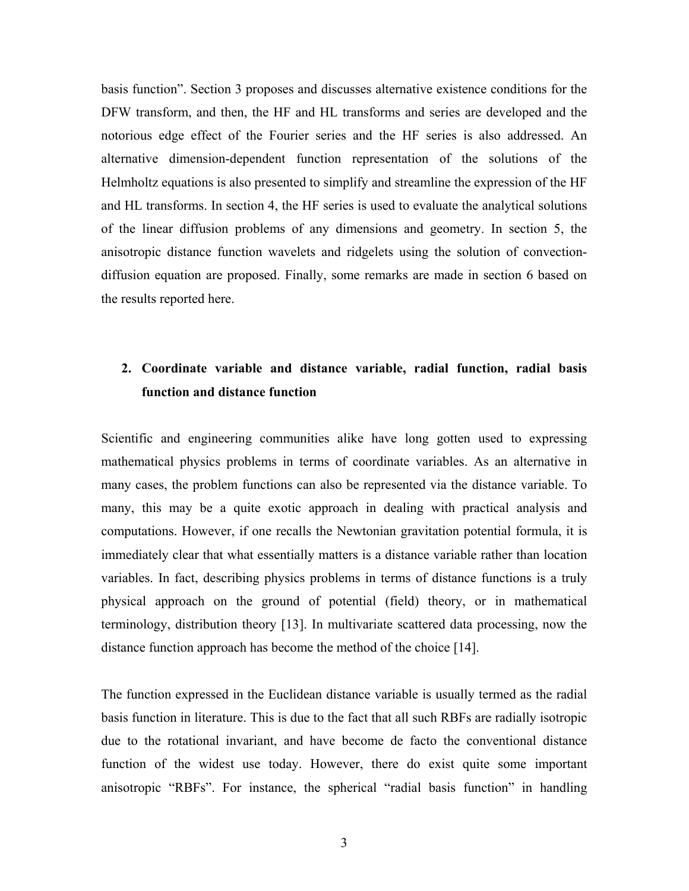basis function". Section 3 proposes and discusses alternative existence conditions for the DFW transform, and then, the HF and HL transforms and series are developed and the notorious edge effect of the Fourier series and the HF series is also addressed. An alternative dimension-dependent function representation of the solutions of the Helmholtz equations is also presented to simplify and streamline the expression of the HF and HL transforms. In section 4, the HF series is used to evaluate the analytical solutions of the linear diffusion problems of any dimensions and geometry. In section 5, the anisotropic distance function wavelets and ridgelets using the solution of convection-diffusion equation are proposed. Finally, some remarks are made in section 6 based on the results reported here.

## 2. Coordinate variable and distance variable, radial function, radial basis function and distance function

Scientific and engineering communities alike have long gotten used to expressing mathematical physics problems in terms of coordinate variables. As an alternative in many cases, the problem functions can also be represented via the distance variable. To many, this may be a quite exotic approach in dealing with practical analysis and computations. However, if one recalls the Newtonian gravitation potential formula, it is immediately clear that what essentially matters is a distance variable rather than location variables. In fact, describing physics problems in terms of distance functions is a truly physical approach on the ground of potential (field) theory, or in mathematical terminology, distribution theory [13]. In multivariate scattered data processing, now the distance function approach has become the method of the choice [14].

The function expressed in the Euclidean distance variable is usually termed as the radial basis function in literature. This is due to the fact that all such RBFs are radially isotropic due to the rotational invariant, and have become de facto the conventional distance function of the widest use today. However, there do exist quite some important anisotropic "RBFs". For instance, the spherical "radial basis function" in handling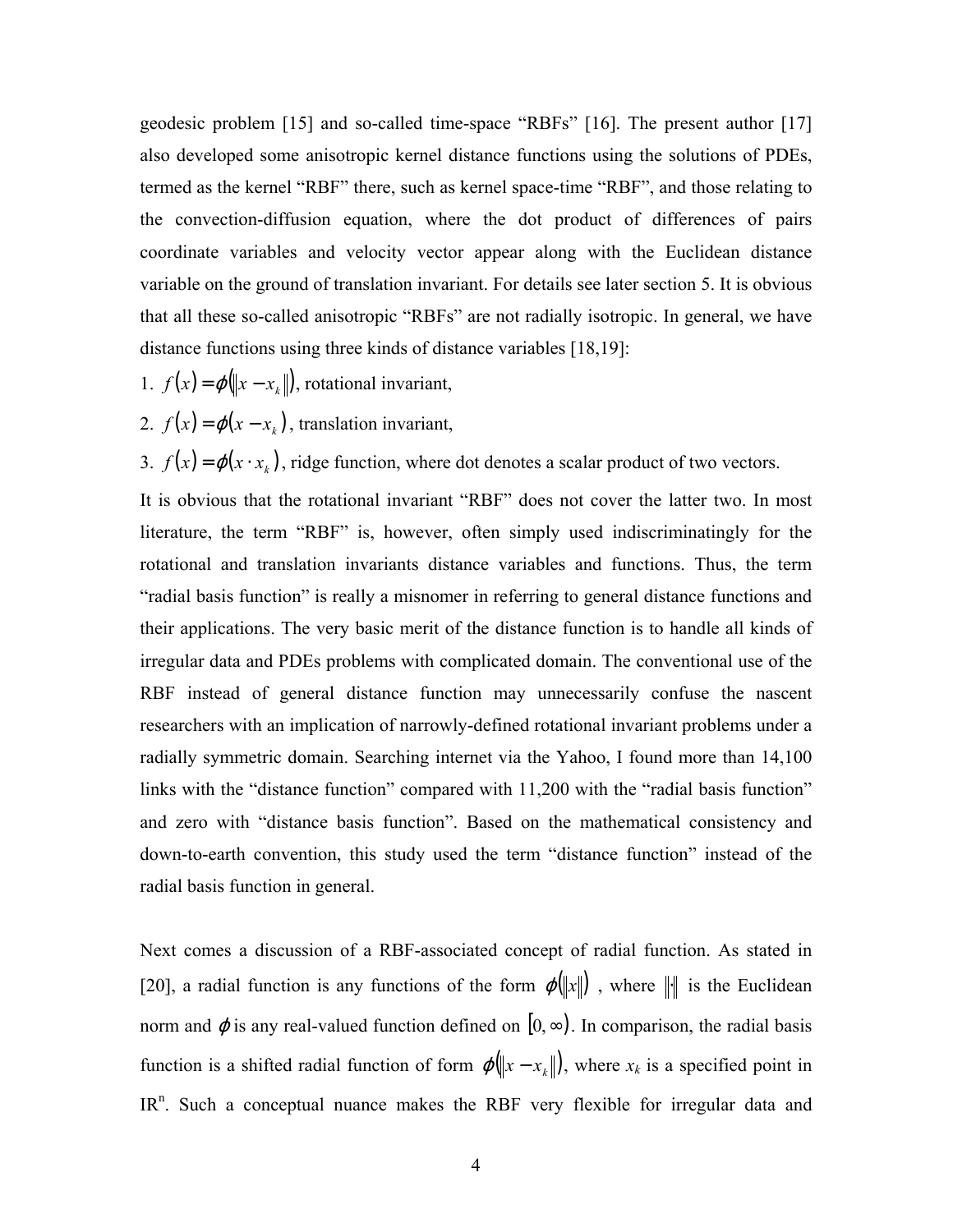geodesic problem [15] and so-called time-space "RBFs" [16]. The present author [17] also developed some anisotropic kernel distance functions using the solutions of PDEs, termed as the kernel "RBF" there, such as kernel space-time "RBF", and those relating to the convection-diffusion equation, where the dot product of differences of pairs coordinate variables and velocity vector appear along with the Euclidean distance variable on the ground of translation invariant. For details see later section 5. It is obvious that all these so-called anisotropic "RBFs" are not radially isotropic. In general, we have distance functions using three kinds of distance variables [18,19]:

1. $f(x) = \varphi(\|x - x_k\|)$, rotational invariant,
2. $f(x) = \varphi(x - x_k)$, translation invariant,
3. $f(x) = \varphi(x \cdot x_k)$, ridge function, where dot denotes a scalar product of two vectors.

It is obvious that the rotational invariant "RBF" does not cover the latter two. In most literature, the term "RBF" is, however, often simply used indiscriminatingly for the rotational and translation invariants distance variables and functions. Thus, the term "radial basis function" is really a misnomer in referring to general distance functions and their applications. The very basic merit of the distance function is to handle all kinds of irregular data and PDEs problems with complicated domain. The conventional use of the RBF instead of general distance function may unnecessarily confuse the nascent researchers with an implication of narrowly-defined rotational invariant problems under a radially symmetric domain. Searching internet via the Yahoo, I found more than 14,100 links with the "distance function" compared with 11,200 with the "radial basis function" and zero with "distance basis function". Based on the mathematical consistency and down-to-earth convention, this study used the term "distance function" instead of the radial basis function in general.

Next comes a discussion of a RBF-associated concept of radial function. As stated in [20], a radial function is any functions of the form $\varphi(\|x\|)$, where $\|\cdot\|$ is the Euclidean norm and $\varphi$ is any real-valued function defined on $[0, \infty)$. In comparison, the radial basis function is a shifted radial function of form $\varphi(\|x - x_k\|)$, where $x_k$ is a specified point in $IR^n$. Such a conceptual nuance makes the RBF very flexible for irregular data and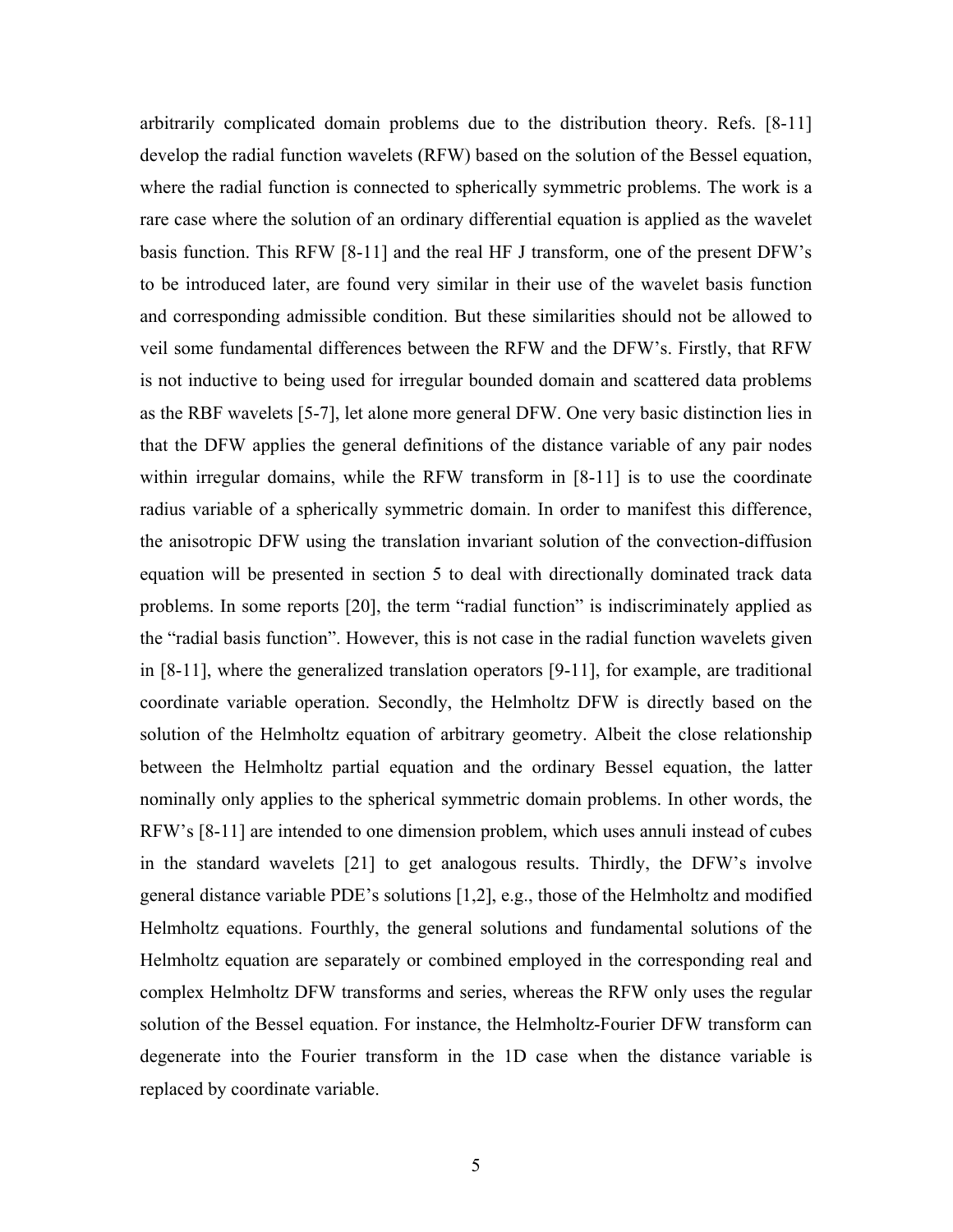arbitrarily complicated domain problems due to the distribution theory. Refs. [8-11] develop the radial function wavelets (RFW) based on the solution of the Bessel equation, where the radial function is connected to spherically symmetric problems. The work is a rare case where the solution of an ordinary differential equation is applied as the wavelet basis function. This RFW [8-11] and the real HF J transform, one of the present DFW's to be introduced later, are found very similar in their use of the wavelet basis function and corresponding admissible condition. But these similarities should not be allowed to veil some fundamental differences between the RFW and the DFW's. Firstly, that RFW is not inductive to being used for irregular bounded domain and scattered data problems as the RBF wavelets [5-7], let alone more general DFW. One very basic distinction lies in that the DFW applies the general definitions of the distance variable of any pair nodes within irregular domains, while the RFW transform in [8-11] is to use the coordinate radius variable of a spherically symmetric domain. In order to manifest this difference, the anisotropic DFW using the translation invariant solution of the convection-diffusion equation will be presented in section 5 to deal with directionally dominated track data problems. In some reports [20], the term "radial function" is indiscriminately applied as the "radial basis function". However, this is not case in the radial function wavelets given in [8-11], where the generalized translation operators [9-11], for example, are traditional coordinate variable operation. Secondly, the Helmholtz DFW is directly based on the solution of the Helmholtz equation of arbitrary geometry. Albeit the close relationship between the Helmholtz partial equation and the ordinary Bessel equation, the latter nominally only applies to the spherical symmetric domain problems. In other words, the RFW's [8-11] are intended to one dimension problem, which uses annuli instead of cubes in the standard wavelets [21] to get analogous results. Thirdly, the DFW's involve general distance variable PDE's solutions [1,2], e.g., those of the Helmholtz and modified Helmholtz equations. Fourthly, the general solutions and fundamental solutions of the Helmholtz equation are separately or combined employed in the corresponding real and complex Helmholtz DFW transforms and series, whereas the RFW only uses the regular solution of the Bessel equation. For instance, the Helmholtz-Fourier DFW transform can degenerate into the Fourier transform in the 1D case when the distance variable is replaced by coordinate variable.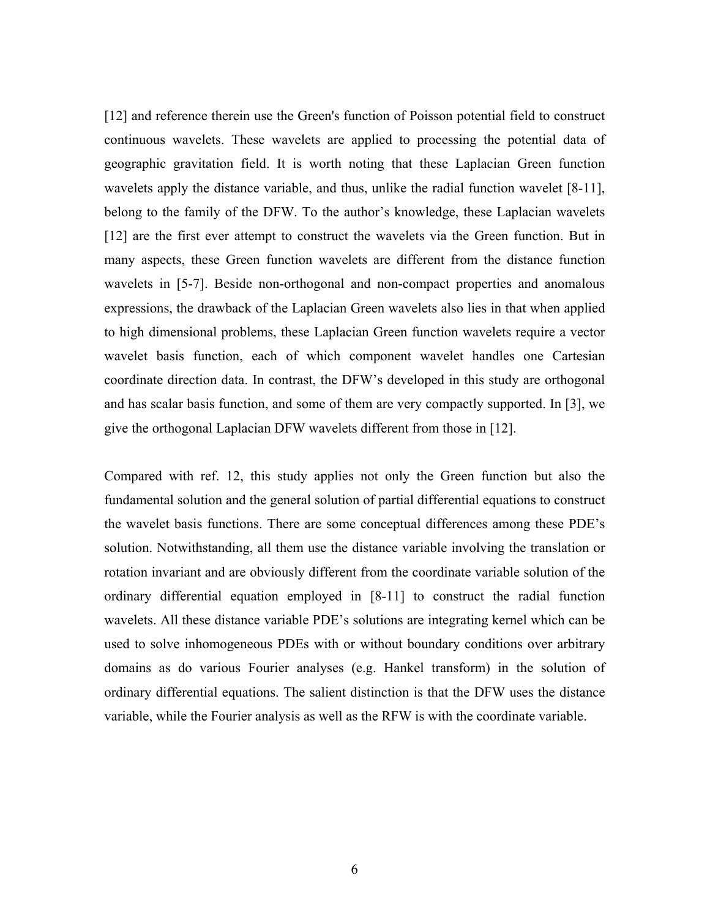[12] and reference therein use the Green's function of Poisson potential field to construct continuous wavelets. These wavelets are applied to processing the potential data of geographic gravitation field. It is worth noting that these Laplacian Green function wavelets apply the distance variable, and thus, unlike the radial function wavelet [8-11], belong to the family of the DFW. To the author's knowledge, these Laplacian wavelets [12] are the first ever attempt to construct the wavelets via the Green function. But in many aspects, these Green function wavelets are different from the distance function wavelets in [5-7]. Beside non-orthogonal and non-compact properties and anomalous expressions, the drawback of the Laplacian Green wavelets also lies in that when applied to high dimensional problems, these Laplacian Green function wavelets require a vector wavelet basis function, each of which component wavelet handles one Cartesian coordinate direction data. In contrast, the DFW's developed in this study are orthogonal and has scalar basis function, and some of them are very compactly supported. In [3], we give the orthogonal Laplacian DFW wavelets different from those in [12].

Compared with ref. 12, this study applies not only the Green function but also the fundamental solution and the general solution of partial differential equations to construct the wavelet basis functions. There are some conceptual differences among these PDE's solution. Notwithstanding, all them use the distance variable involving the translation or rotation invariant and are obviously different from the coordinate variable solution of the ordinary differential equation employed in [8-11] to construct the radial function wavelets. All these distance variable PDE's solutions are integrating kernel which can be used to solve inhomogeneous PDEs with or without boundary conditions over arbitrary domains as do various Fourier analyses (e.g. Hankel transform) in the solution of ordinary differential equations. The salient distinction is that the DFW uses the distance variable, while the Fourier analysis as well as the RFW is with the coordinate variable.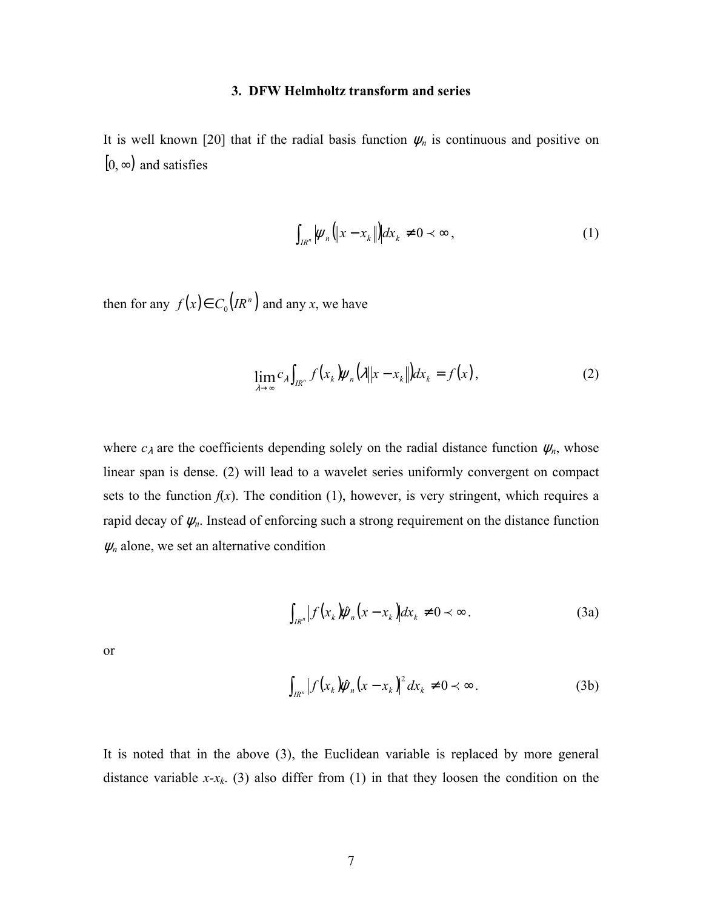### 3. DFW Helmholtz transform and series

It is well known [20] that if the radial basis function $\psi_n$ is continuous and positive on $[0, \infty)$ and satisfies

$$\int_{IR^n} \left|\psi_n\left(\|x - x_k\|\right)\right| dx_k \neq 0 \prec \infty, \tag{1}$$

then for any $f(x) \in C_0\left(IR^n\right)$ and any $x$, we have

$$\lim_{\lambda \to \infty} c_\lambda \int_{IR^n} f(x_k)\psi_n\left(\lambda \|x - x_k\|\right) dx_k = f(x), \tag{2}$$

where $c_\lambda$ are the coefficients depending solely on the radial distance function $\psi_n$, whose linear span is dense. (2) will lead to a wavelet series uniformly convergent on compact sets to the function $f(x)$. The condition (1), however, is very stringent, which requires a rapid decay of $\psi_n$. Instead of enforcing such a strong requirement on the distance function $\psi_n$ alone, we set an alternative condition

$$\int_{IR^n} \left| f(x_k)\hat{\varphi}_n(x - x_k)\right| dx_k \neq 0 \prec \infty. \tag{3a}$$

or

$$\int_{IR^n} \left| f(x_k)\hat{\varphi}_n(x - x_k)\right|^2 dx_k \neq 0 \prec \infty. \tag{3b}$$

It is noted that in the above (3), the Euclidean variable is replaced by more general distance variable $x$-$x_k$. (3) also differ from (1) in that they loosen the condition on the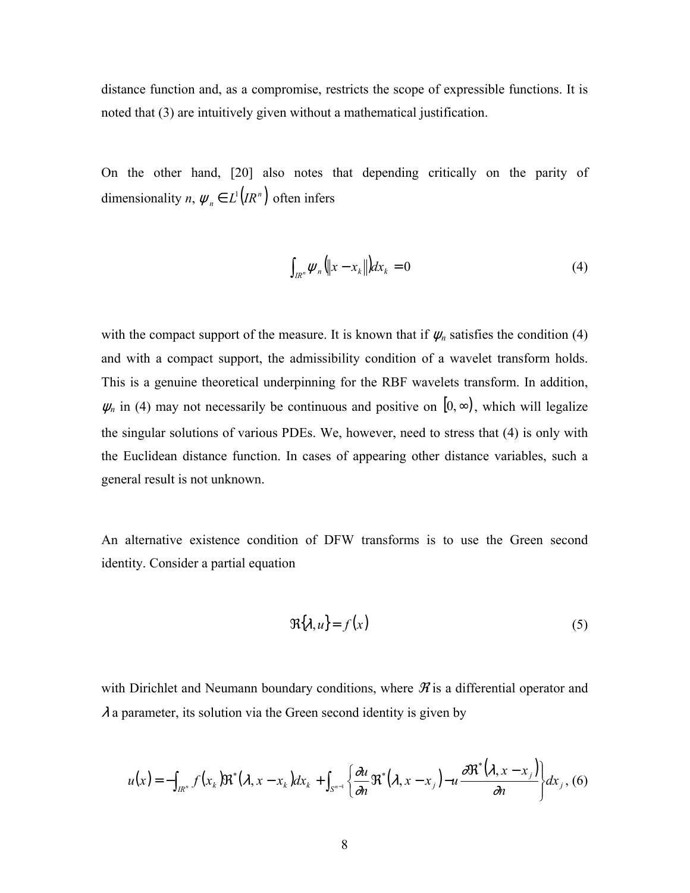distance function and, as a compromise, restricts the scope of expressible functions. It is noted that (3) are intuitively given without a mathematical justification.

On the other hand, [20] also notes that depending critically on the parity of dimensionality $n$, $\psi_n \in L^1(IR^n)$ often infers

$$\int_{IR^n} \psi_n \left( \left\| x - x_k \right\| \right) dx_k = 0 \tag{4}$$

with the compact support of the measure. It is known that if $\psi_n$ satisfies the condition (4) and with a compact support, the admissibility condition of a wavelet transform holds. This is a genuine theoretical underpinning for the RBF wavelets transform. In addition, $\psi_n$ in (4) may not necessarily be continuous and positive on $[0, \infty)$, which will legalize the singular solutions of various PDEs. We, however, need to stress that (4) is only with the Euclidean distance function. In cases of appearing other distance variables, such a general result is not unknown.

An alternative existence condition of DFW transforms is to use the Green second identity. Consider a partial equation

$$\Re\{\lambda, u\} = f(x) \tag{5}$$

with Dirichlet and Neumann boundary conditions, where $\mathscr{R}$ is a differential operator and $\lambda$ a parameter, its solution via the Green second identity is given by

$$u(x) = -\int_{IR^n} f(x_k) \Re^*(\lambda, x - x_k) dx_k + \int_{S^{n-1}} \left\{ \frac{\partial u}{\partial n} \Re^*(\lambda, x - x_j) - u \frac{\partial \Re^*(\lambda, x - x_j)}{\partial n} \right\} dx_j, \tag{6}$$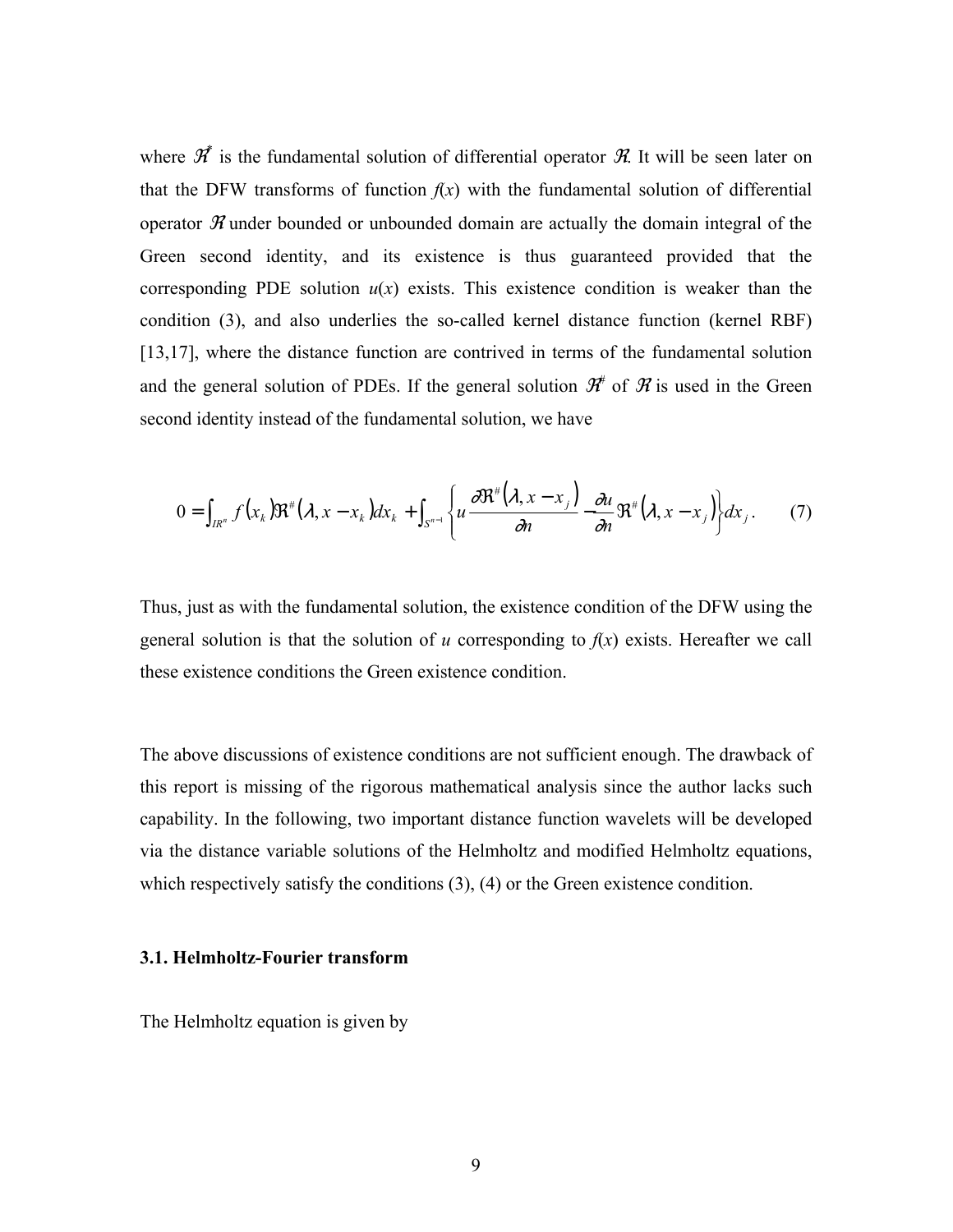where $\mathcal{H}^*$ is the fundamental solution of differential operator $\mathcal{H}$. It will be seen later on that the DFW transforms of function $f(x)$ with the fundamental solution of differential operator $\mathcal{H}$ under bounded or unbounded domain are actually the domain integral of the Green second identity, and its existence is thus guaranteed provided that the corresponding PDE solution $u(x)$ exists. This existence condition is weaker than the condition (3), and also underlies the so-called kernel distance function (kernel RBF) [13,17], where the distance function are contrived in terms of the fundamental solution and the general solution of PDEs. If the general solution $\mathcal{H}^{\#}$ of $\mathcal{H}$ is used in the Green second identity instead of the fundamental solution, we have

$$0 = \int_{IR^n} f(x_k)\Re^{\#}(\lambda, x - x_k)dx_k + \int_{S^{n-1}} \left\{ u\frac{\partial \Re^{\#}(\lambda, x - x_j)}{\partial n} - \frac{\partial u}{\partial n}\Re^{\#}(\lambda, x - x_j) \right\} dx_j. \qquad (7)$$

Thus, just as with the fundamental solution, the existence condition of the DFW using the general solution is that the solution of $u$ corresponding to $f(x)$ exists. Hereafter we call these existence conditions the Green existence condition.

The above discussions of existence conditions are not sufficient enough. The drawback of this report is missing of the rigorous mathematical analysis since the author lacks such capability. In the following, two important distance function wavelets will be developed via the distance variable solutions of the Helmholtz and modified Helmholtz equations, which respectively satisfy the conditions (3), (4) or the Green existence condition.

### 3.1. Helmholtz-Fourier transform

The Helmholtz equation is given by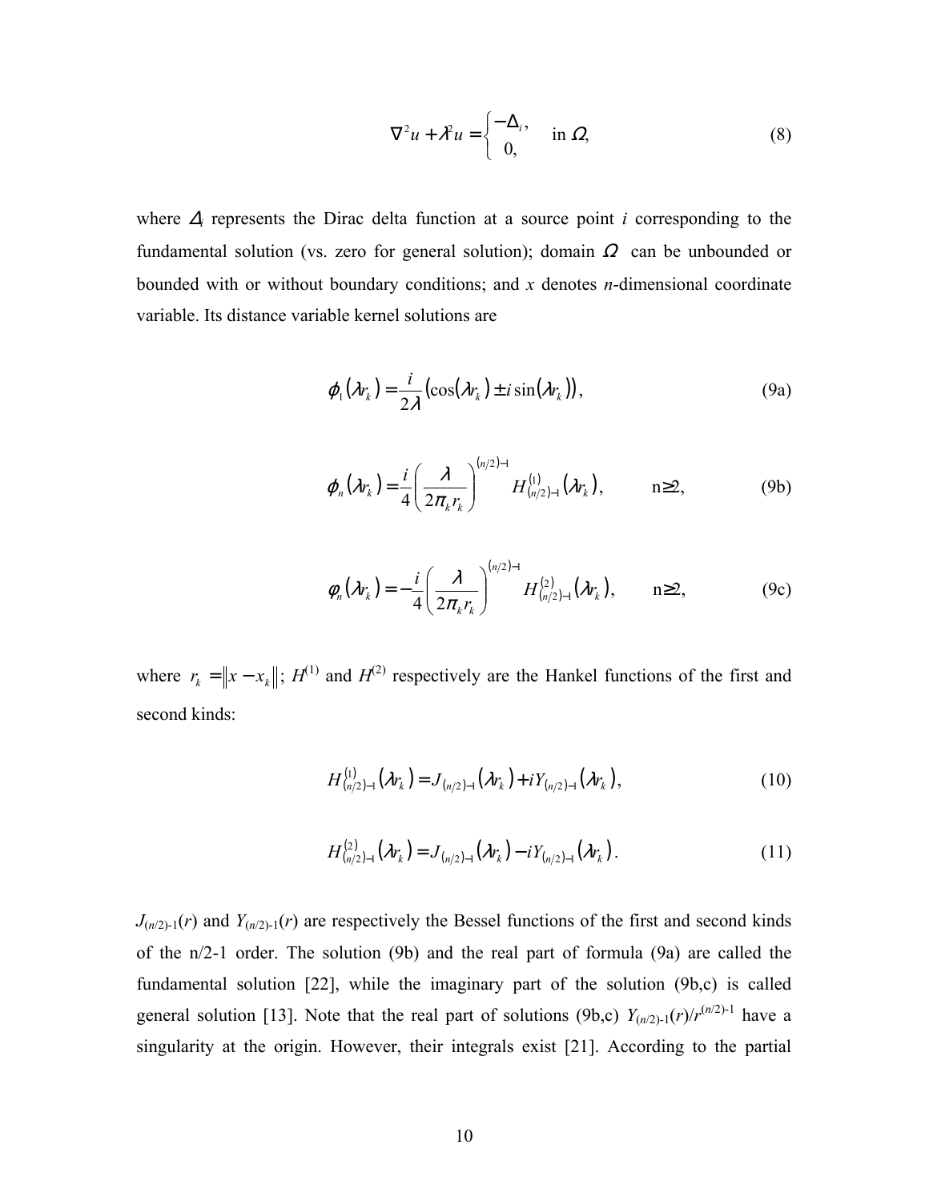$$\nabla^2 u + \lambda^2 u = \begin{cases} -\Delta_i, \\ 0, \end{cases} \quad \text{in } \Omega, \tag{8}$$

where $\Delta_i$ represents the Dirac delta function at a source point $i$ corresponding to the fundamental solution (vs. zero for general solution); domain $\Omega$ can be unbounded or bounded with or without boundary conditions; and $x$ denotes $n$-dimensional coordinate variable. Its distance variable kernel solutions are

$$\varphi_1(\lambda r_k) = \frac{i}{2\lambda}\left(\cos(\lambda r_k) \pm i\sin(\lambda r_k)\right), \tag{9a}$$

$$\varphi_n(\lambda r_k) = \frac{i}{4}\left(\frac{\lambda}{2\pi_k r_k}\right)^{(n/2)-1} H^{(1)}_{(n/2)-1}(\lambda r_k), \qquad n \geq 2, \tag{9b}$$

$$\varphi_n(\lambda r_k) = -\frac{i}{4}\left(\frac{\lambda}{2\pi_k r_k}\right)^{(n/2)-1} H^{(2)}_{(n/2)-1}(\lambda r_k), \qquad n \geq 2, \tag{9c}$$

where $r_k = \|x - x_k\|$; $H^{(1)}$ and $H^{(2)}$ respectively are the Hankel functions of the first and second kinds:

$$H^{(1)}_{(n/2)-1}(\lambda r_k) = J_{(n/2)-1}(\lambda r_k) + iY_{(n/2)-1}(\lambda r_k), \tag{10}$$

$$H^{(2)}_{(n/2)-1}(\lambda r_k) = J_{(n/2)-1}(\lambda r_k) - iY_{(n/2)-1}(\lambda r_k). \tag{11}$$

$J_{(n/2)-1}(r)$ and $Y_{(n/2)-1}(r)$ are respectively the Bessel functions of the first and second kinds of the n/2-1 order. The solution (9b) and the real part of formula (9a) are called the fundamental solution [22], while the imaginary part of the solution (9b,c) is called general solution [13]. Note that the real part of solutions (9b,c) $Y_{(n/2)-1}(r)/r^{(n/2)-1}$ have a singularity at the origin. However, their integrals exist [21]. According to the partial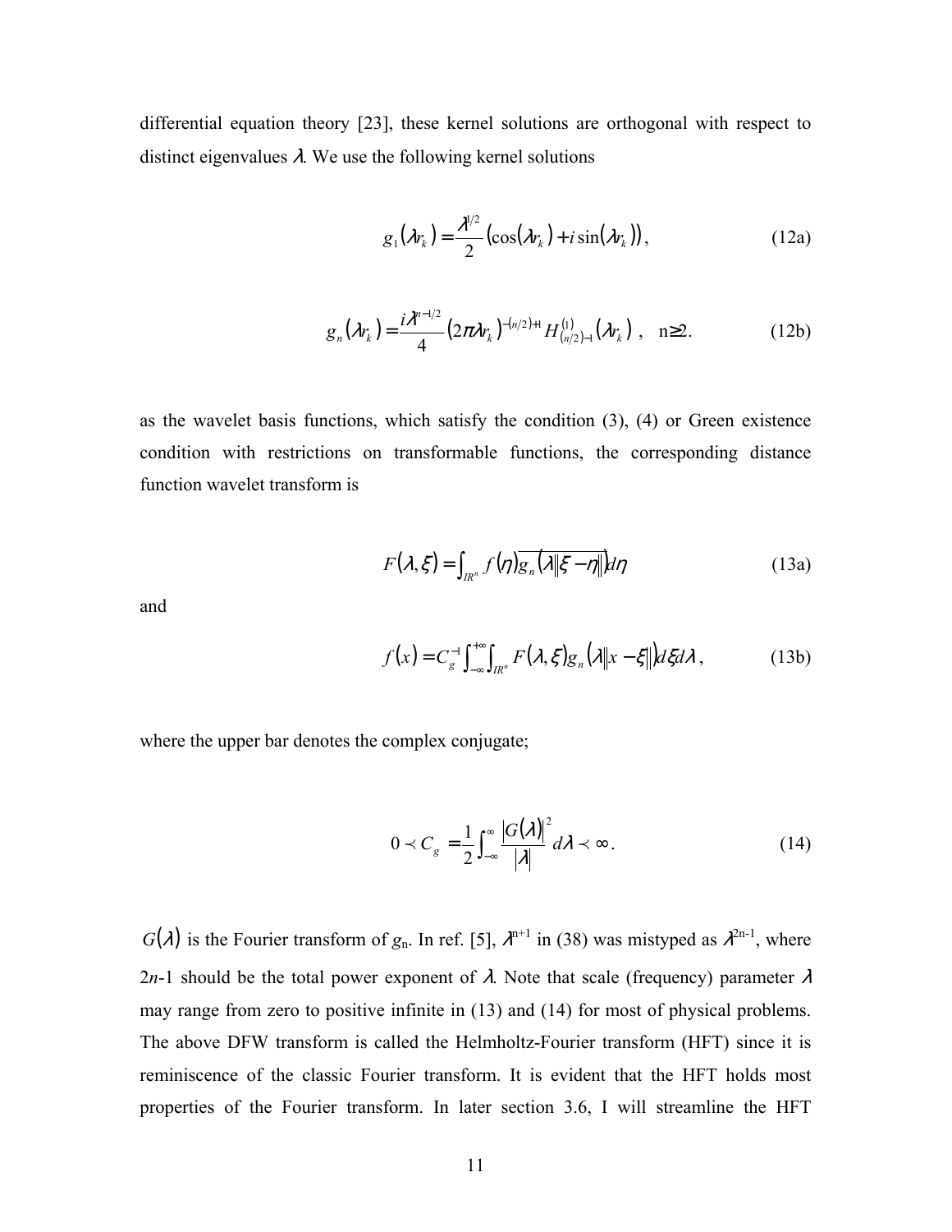differential equation theory [23], these kernel solutions are orthogonal with respect to distinct eigenvalues $\lambda$. We use the following kernel solutions

$$g_1(\lambda r_k) = \frac{\lambda^{1/2}}{2}\left(\cos(\lambda r_k) + i\sin(\lambda r_k)\right), \tag{12a}$$

$$g_n(\lambda r_k) = \frac{i\lambda^{n-1/2}}{4}(2\pi\lambda r_k)^{-(n/2)+1} H^{(1)}_{(n/2)-1}(\lambda r_k), \quad n\geq 2. \tag{12b}$$

as the wavelet basis functions, which satisfy the condition (3), (4) or Green existence condition with restrictions on transformable functions, the corresponding distance function wavelet transform is

$$F(\lambda, \xi) = \int_{IR^n} f(\eta)\overline{g_n(\lambda\|\xi - \eta\|)}d\eta \tag{13a}$$

and

$$f(x) = C_g^{-1}\int_{-\infty}^{+\infty}\int_{IR^n} F(\lambda, \xi) g_n(\lambda\|x - \xi\|)d\xi d\lambda, \tag{13b}$$

where the upper bar denotes the complex conjugate;

$$0 \prec C_g = \frac{1}{2}\int_{-\infty}^{\infty} \frac{|G(\lambda)|^2}{|\lambda|}d\lambda \prec \infty. \tag{14}$$

$G(\lambda)$ is the Fourier transform of $g_n$. In ref. [5], $\lambda^{n+1}$ in (38) was mistyped as $\lambda^{2n-1}$, where $2n$-1 should be the total power exponent of $\lambda$. Note that scale (frequency) parameter $\lambda$ may range from zero to positive infinite in (13) and (14) for most of physical problems. The above DFW transform is called the Helmholtz-Fourier transform (HFT) since it is reminiscence of the classic Fourier transform. It is evident that the HFT holds most properties of the Fourier transform. In later section 3.6, I will streamline the HFT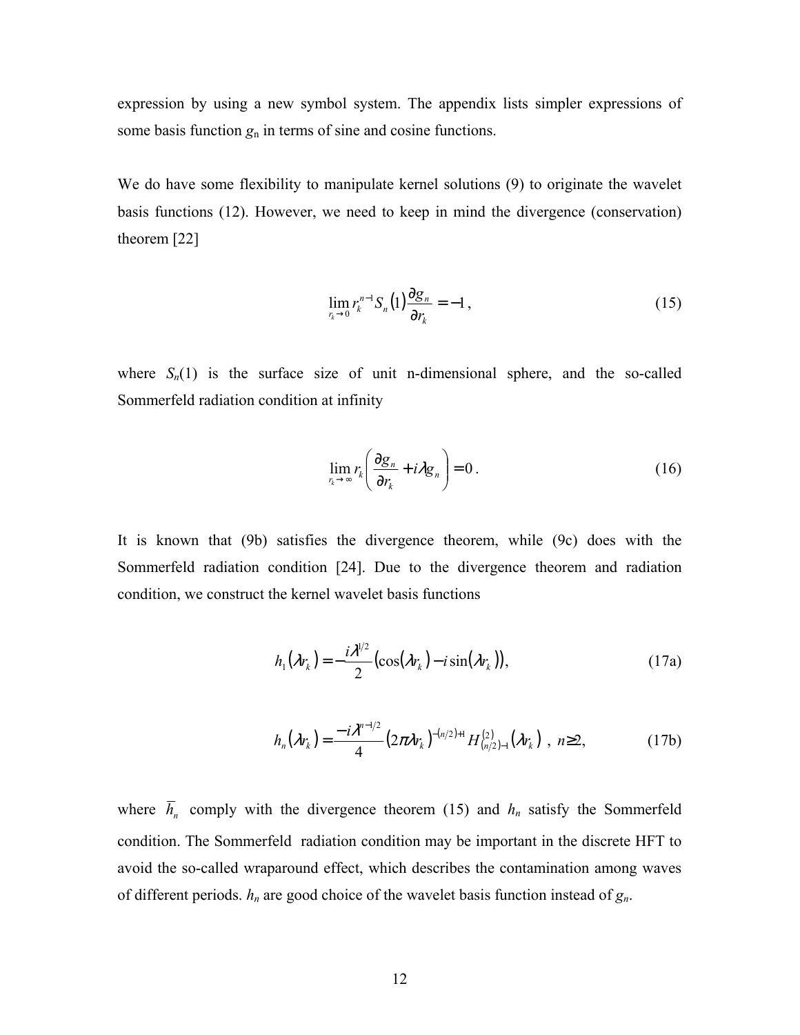expression by using a new symbol system. The appendix lists simpler expressions of some basis function $g_n$ in terms of sine and cosine functions.

We do have some flexibility to manipulate kernel solutions (9) to originate the wavelet basis functions (12). However, we need to keep in mind the divergence (conservation) theorem [22]

$$\lim_{r_k \to 0} r_k^{n-1} S_n(1) \frac{\partial g_n}{\partial r_k} = -1 , \tag{15}$$

where $S_n(1)$ is the surface size of unit n-dimensional sphere, and the so-called Sommerfeld radiation condition at infinity

$$\lim_{r_k \to \infty} r_k \left( \frac{\partial g_n}{\partial r_k} + i\lambda g_n \right) = 0 . \tag{16}$$

It is known that (9b) satisfies the divergence theorem, while (9c) does with the Sommerfeld radiation condition [24]. Due to the divergence theorem and radiation condition, we construct the kernel wavelet basis functions

$$h_1(\lambda r_k) = -\frac{i\lambda^{1/2}}{2} \left( \cos(\lambda r_k) - i \sin(\lambda r_k) \right), \tag{17a}$$

$$h_n(\lambda r_k) = \frac{-i\lambda^{n-1/2}}{4} (2\pi\lambda r_k)^{-(n/2)+1} H^{(2)}_{(n/2)-1}(\lambda r_k) \ , \ n \geq 2, \tag{17b}$$

where $\overline{h}_n$ comply with the divergence theorem (15) and $h_n$ satisfy the Sommerfeld condition. The Sommerfeld radiation condition may be important in the discrete HFT to avoid the so-called wraparound effect, which describes the contamination among waves of different periods. $h_n$ are good choice of the wavelet basis function instead of $g_n$.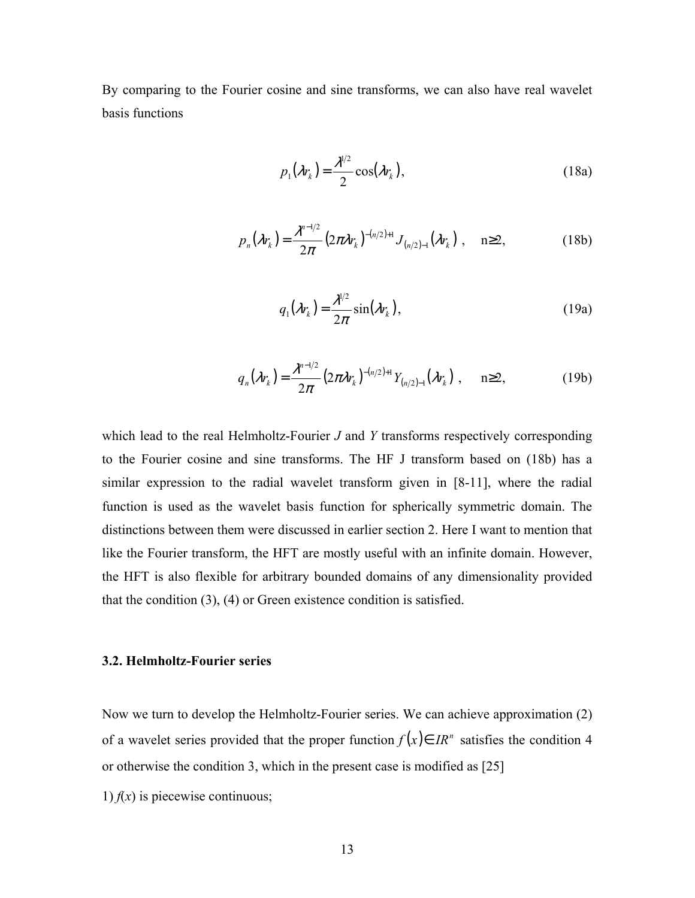By comparing to the Fourier cosine and sine transforms, we can also have real wavelet basis functions

$$p_1(\lambda r_k) = \frac{\lambda^{1/2}}{2}\cos(\lambda r_k), \tag{18a}$$

$$p_n(\lambda r_k) = \frac{\lambda^{n-1/2}}{2\pi}(2\pi\lambda r_k)^{-(n/2)+1} J_{(n/2)-1}(\lambda r_k), \quad n \geq 2, \tag{18b}$$

$$q_1(\lambda r_k) = \frac{\lambda^{1/2}}{2\pi}\sin(\lambda r_k), \tag{19a}$$

$$q_n(\lambda r_k) = \frac{\lambda^{n-1/2}}{2\pi}(2\pi\lambda r_k)^{-(n/2)+1} Y_{(n/2)-1}(\lambda r_k), \quad n \geq 2, \tag{19b}$$

which lead to the real Helmholtz-Fourier *J* and *Y* transforms respectively corresponding to the Fourier cosine and sine transforms. The HF J transform based on (18b) has a similar expression to the radial wavelet transform given in [8-11], where the radial function is used as the wavelet basis function for spherically symmetric domain. The distinctions between them were discussed in earlier section 2. Here I want to mention that like the Fourier transform, the HFT are mostly useful with an infinite domain. However, the HFT is also flexible for arbitrary bounded domains of any dimensionality provided that the condition (3), (4) or Green existence condition is satisfied.

### 3.2. Helmholtz-Fourier series

Now we turn to develop the Helmholtz-Fourier series. We can achieve approximation (2) of a wavelet series provided that the proper function $f(x) \in IR^n$ satisfies the condition 4 or otherwise the condition 3, which in the present case is modified as [25]

1) $f(x)$ is piecewise continuous;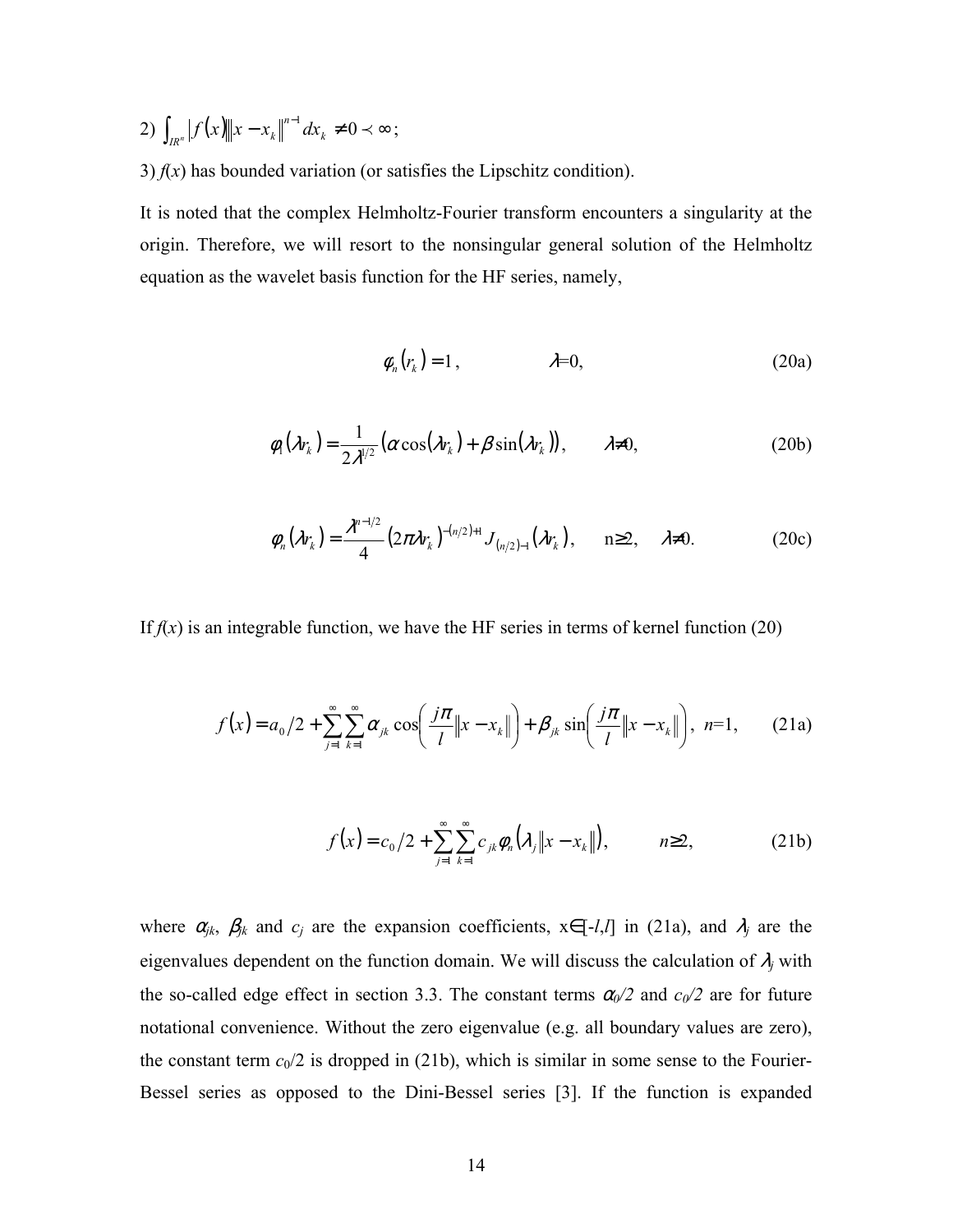2) $\int_{IR^n} |f(x)| \|x - x_k\|^{n-1} dx_k \neq 0 \prec \infty$;

3) $f(x)$ has bounded variation (or satisfies the Lipschitz condition).

It is noted that the complex Helmholtz-Fourier transform encounters a singularity at the origin. Therefore, we will resort to the nonsingular general solution of the Helmholtz equation as the wavelet basis function for the HF series, namely,

$$\varphi_n(r_k) = 1, \qquad \lambda=0, \tag{20a}$$

$$\varphi_1(\lambda r_k) = \frac{1}{2\lambda^{1/2}}\left(\alpha \cos(\lambda r_k) + \beta \sin(\lambda r_k)\right), \qquad \lambda\neq 0, \tag{20b}$$

$$\varphi_n(\lambda r_k) = \frac{\lambda^{n-1/2}}{4}(2\pi\lambda r_k)^{-(n/2)+1} J_{(n/2)-1}(\lambda r_k), \quad n\geq 2, \quad \lambda\neq 0. \tag{20c}$$

If $f(x)$ is an integrable function, we have the HF series in terms of kernel function (20)

$$f(x) = a_0/2 + \sum_{j=1}^{\infty}\sum_{k=1}^{\infty} \alpha_{jk} \cos\left(\frac{j\pi}{l}\|x - x_k\|\right) + \beta_{jk} \sin\left(\frac{j\pi}{l}\|x - x_k\|\right), \ n=1, \tag{21a}$$

$$f(x) = c_0/2 + \sum_{j=1}^{\infty}\sum_{k=1}^{\infty} c_{jk}\varphi_n\left(\lambda_j \|x - x_k\|\right), \qquad n\geq 2, \tag{21b}$$

where $\alpha_{jk}$, $\beta_{jk}$ and $c_j$ are the expansion coefficients, $x\in[-l,l]$ in (21a), and $\lambda_j$ are the eigenvalues dependent on the function domain. We will discuss the calculation of $\lambda_j$ with the so-called edge effect in section 3.3. The constant terms $\alpha_0/2$ and $c_0/2$ are for future notational convenience. Without the zero eigenvalue (e.g. all boundary values are zero), the constant term $c_0/2$ is dropped in (21b), which is similar in some sense to the Fourier-Bessel series as opposed to the Dini-Bessel series [3]. If the function is expanded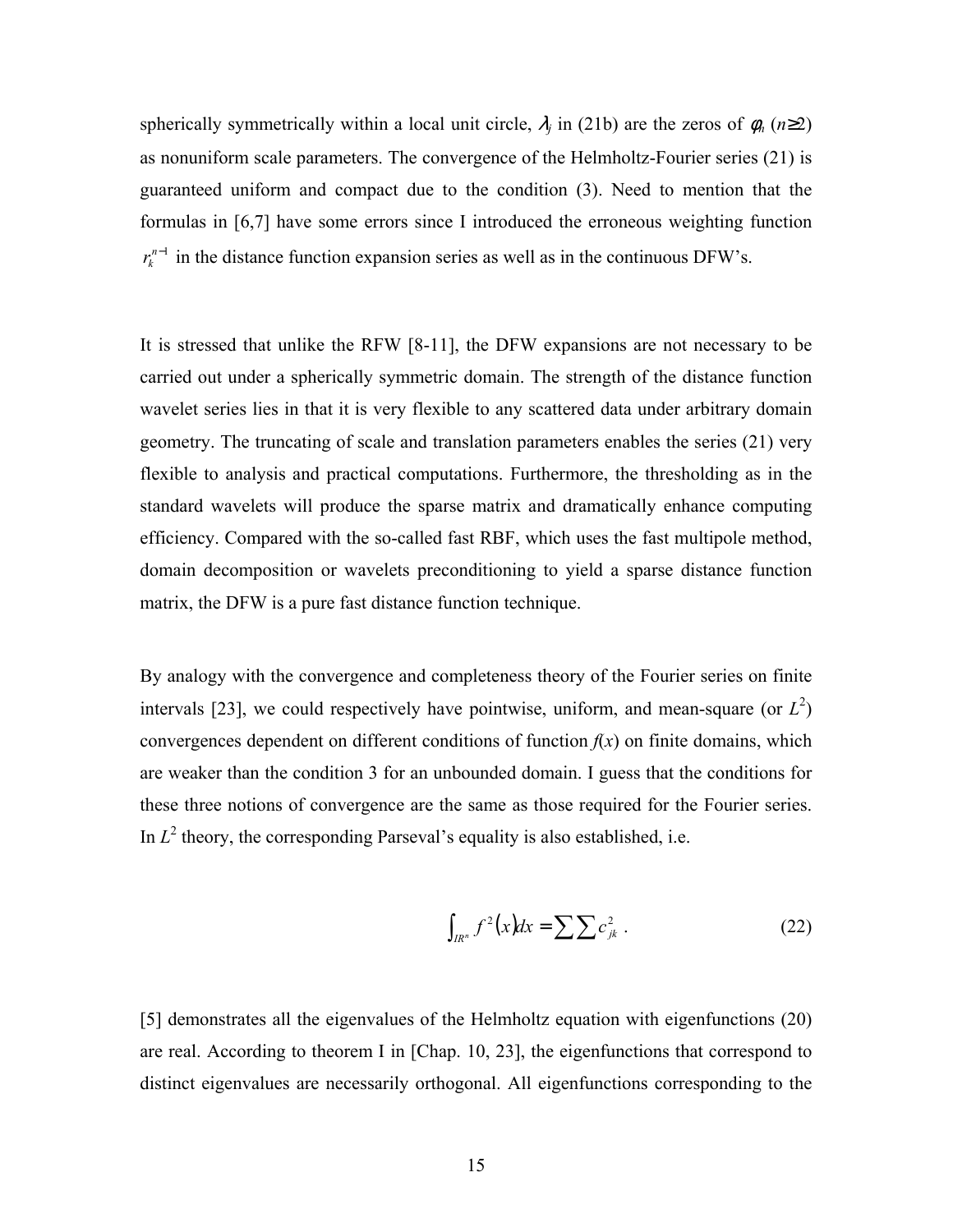spherically symmetrically within a local unit circle, $\lambda_j$ in (21b) are the zeros of $\phi_n$ ($n\geq 2$) as nonuniform scale parameters. The convergence of the Helmholtz-Fourier series (21) is guaranteed uniform and compact due to the condition (3). Need to mention that the formulas in [6,7] have some errors since I introduced the erroneous weighting function $r_k^{n-1}$ in the distance function expansion series as well as in the continuous DFW's.

It is stressed that unlike the RFW [8-11], the DFW expansions are not necessary to be carried out under a spherically symmetric domain. The strength of the distance function wavelet series lies in that it is very flexible to any scattered data under arbitrary domain geometry. The truncating of scale and translation parameters enables the series (21) very flexible to analysis and practical computations. Furthermore, the thresholding as in the standard wavelets will produce the sparse matrix and dramatically enhance computing efficiency. Compared with the so-called fast RBF, which uses the fast multipole method, domain decomposition or wavelets preconditioning to yield a sparse distance function matrix, the DFW is a pure fast distance function technique.

By analogy with the convergence and completeness theory of the Fourier series on finite intervals [23], we could respectively have pointwise, uniform, and mean-square (or $L^2$) convergences dependent on different conditions of function $f(x)$ on finite domains, which are weaker than the condition 3 for an unbounded domain. I guess that the conditions for these three notions of convergence are the same as those required for the Fourier series. In $L^2$ theory, the corresponding Parseval's equality is also established, i.e.

$$\int_{IR^n} f^2(x)dx = \sum\sum c_{jk}^2 . \tag{22}$$

[5] demonstrates all the eigenvalues of the Helmholtz equation with eigenfunctions (20) are real. According to theorem I in [Chap. 10, 23], the eigenfunctions that correspond to distinct eigenvalues are necessarily orthogonal. All eigenfunctions corresponding to the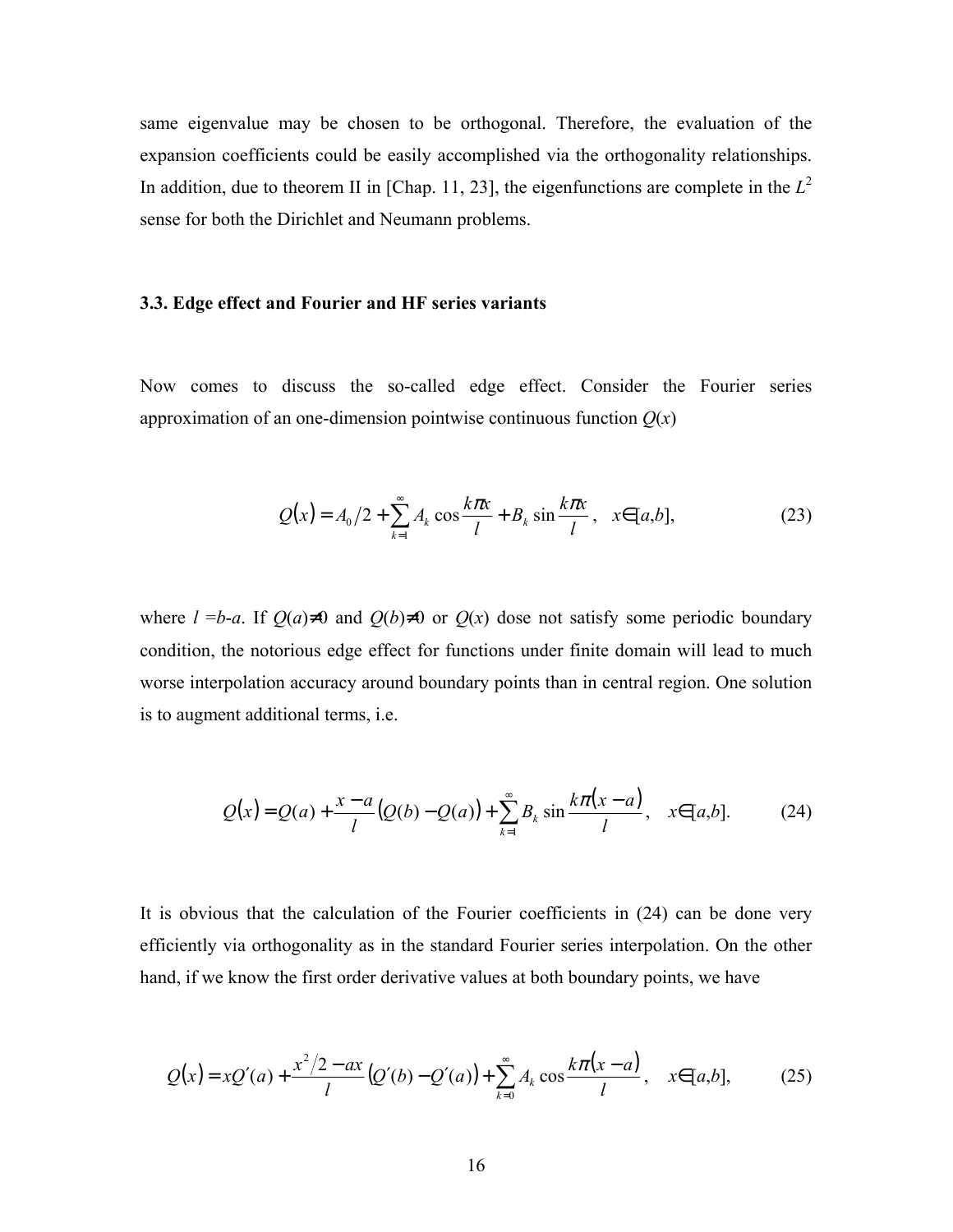same eigenvalue may be chosen to be orthogonal. Therefore, the evaluation of the expansion coefficients could be easily accomplished via the orthogonality relationships. In addition, due to theorem II in [Chap. 11, 23], the eigenfunctions are complete in the $L^2$ sense for both the Dirichlet and Neumann problems.

### 3.3. Edge effect and Fourier and HF series variants

Now comes to discuss the so-called edge effect. Consider the Fourier series approximation of an one-dimension pointwise continuous function $Q(x)$

$$Q(x) = A_0/2 + \sum_{k=1}^{\infty} A_k \cos\frac{k\pi x}{l} + B_k \sin\frac{k\pi x}{l}, \quad x \in [a,b], \tag{23}$$

where $l = b\text{-}a$. If $Q(a) \neq 0$ and $Q(b) \neq 0$ or $Q(x)$ dose not satisfy some periodic boundary condition, the notorious edge effect for functions under finite domain will lead to much worse interpolation accuracy around boundary points than in central region. One solution is to augment additional terms, i.e.

$$Q(x) = Q(a) + \frac{x-a}{l}\left(Q(b) - Q(a)\right) + \sum_{k=1}^{\infty} B_k \sin\frac{k\pi(x-a)}{l}, \quad x \in [a,b]. \tag{24}$$

It is obvious that the calculation of the Fourier coefficients in (24) can be done very efficiently via orthogonality as in the standard Fourier series interpolation. On the other hand, if we know the first order derivative values at both boundary points, we have

$$Q(x) = xQ'(a) + \frac{x^2/2 - ax}{l}\left(Q'(b) - Q'(a)\right) + \sum_{k=0}^{\infty} A_k \cos\frac{k\pi(x-a)}{l}, \quad x \in [a,b], \tag{25}$$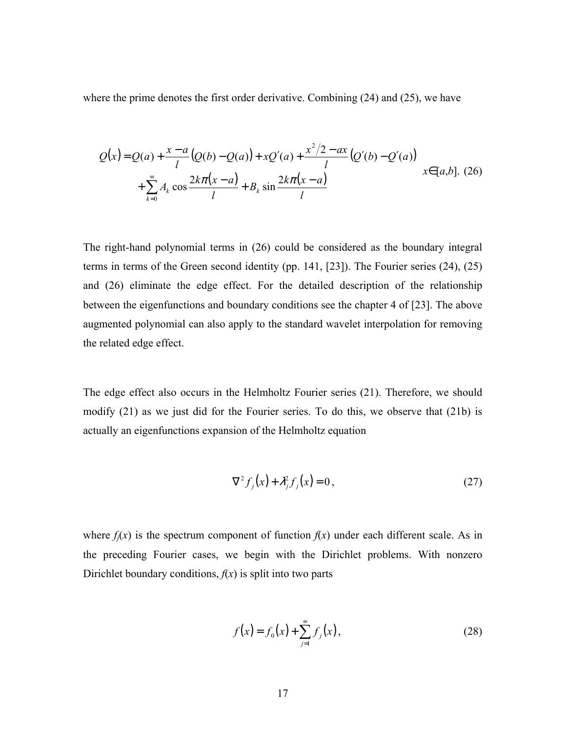where the prime denotes the first order derivative. Combining (24) and (25), we have

$$
\begin{aligned}
Q(x) = Q(a) + \frac{x-a}{l}\left(Q(b) - Q(a)\right) + xQ'(a) + \frac{x^2/2 - ax}{l}\left(Q'(b) - Q'(a)\right) \\
+ \sum_{k=0}^{\infty} A_k \cos\frac{2k\pi(x-a)}{l} + B_k \sin\frac{2k\pi(x-a)}{l}
\end{aligned}
\quad x \in [a,b]. \tag{26}
$$

The right-hand polynomial terms in (26) could be considered as the boundary integral terms in terms of the Green second identity (pp. 141, [23]). The Fourier series (24), (25) and (26) eliminate the edge effect. For the detailed description of the relationship between the eigenfunctions and boundary conditions see the chapter 4 of [23]. The above augmented polynomial can also apply to the standard wavelet interpolation for removing the related edge effect.

The edge effect also occurs in the Helmholtz Fourier series (21). Therefore, we should modify (21) as we just did for the Fourier series. To do this, we observe that (21b) is actually an eigenfunctions expansion of the Helmholtz equation

$$
\nabla^2 f_j(x) + \lambda_j^2 f_j(x) = 0, \tag{27}
$$

where $f_j(x)$ is the spectrum component of function $f(x)$ under each different scale. As in the preceding Fourier cases, we begin with the Dirichlet problems. With nonzero Dirichlet boundary conditions, $f(x)$ is split into two parts

$$
f(x) = f_0(x) + \sum_{j=1}^{\infty} f_j(x), \tag{28}
$$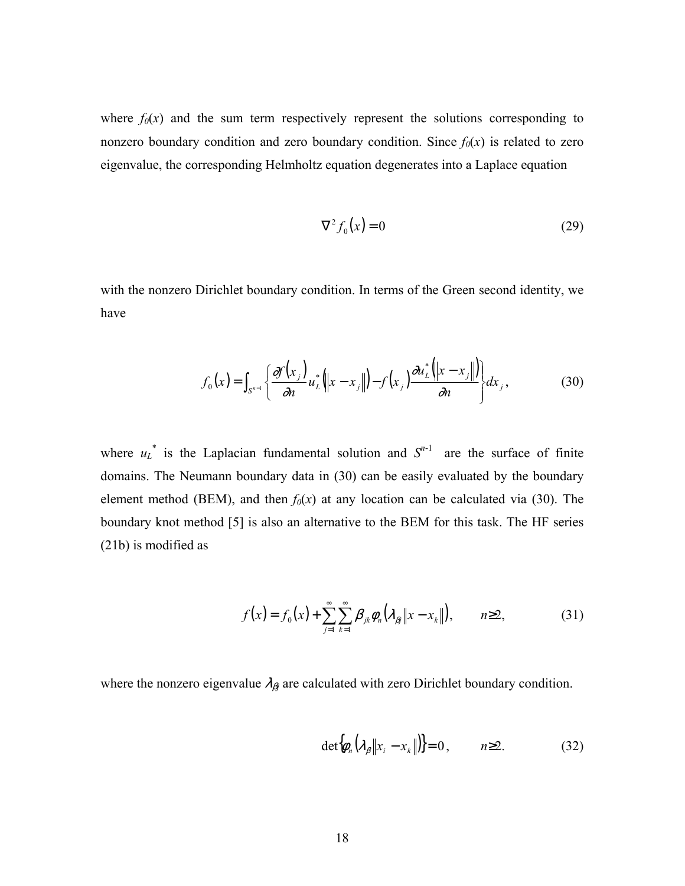where $f_0(x)$ and the sum term respectively represent the solutions corresponding to nonzero boundary condition and zero boundary condition. Since $f_0(x)$ is related to zero eigenvalue, the corresponding Helmholtz equation degenerates into a Laplace equation

$$\nabla^2 f_0(x) = 0 \tag{29}$$

with the nonzero Dirichlet boundary condition. In terms of the Green second identity, we have

$$f_0(x) = \int_{S^{n-1}} \left\{ \frac{\partial f(x_j)}{\partial n} u_L^*\left(\|x - x_j\|\right) - f(x_j) \frac{\partial u_L^*\left(\|x - x_j\|\right)}{\partial n} \right\} dx_j, \tag{30}$$

where $u_L^*$ is the Laplacian fundamental solution and $S^{n-1}$ are the surface of finite domains. The Neumann boundary data in (30) can be easily evaluated by the boundary element method (BEM), and then $f_0(x)$ at any location can be calculated via (30). The boundary knot method [5] is also an alternative to the BEM for this task. The HF series (21b) is modified as

$$f(x) = f_0(x) + \sum_{j=1}^{\infty} \sum_{k=1}^{\infty} \beta_{jk} \varphi_n\left(\lambda_{\beta j} \|x - x_k\|\right), \qquad n \geq 2, \tag{31}$$

where the nonzero eigenvalue $\lambda_{\beta j}$ are calculated with zero Dirichlet boundary condition.

$$\det\left\{\varphi_n\left(\lambda_\beta \|x_i - x_k\|\right)\right\} = 0, \qquad n \geq 2. \tag{32}$$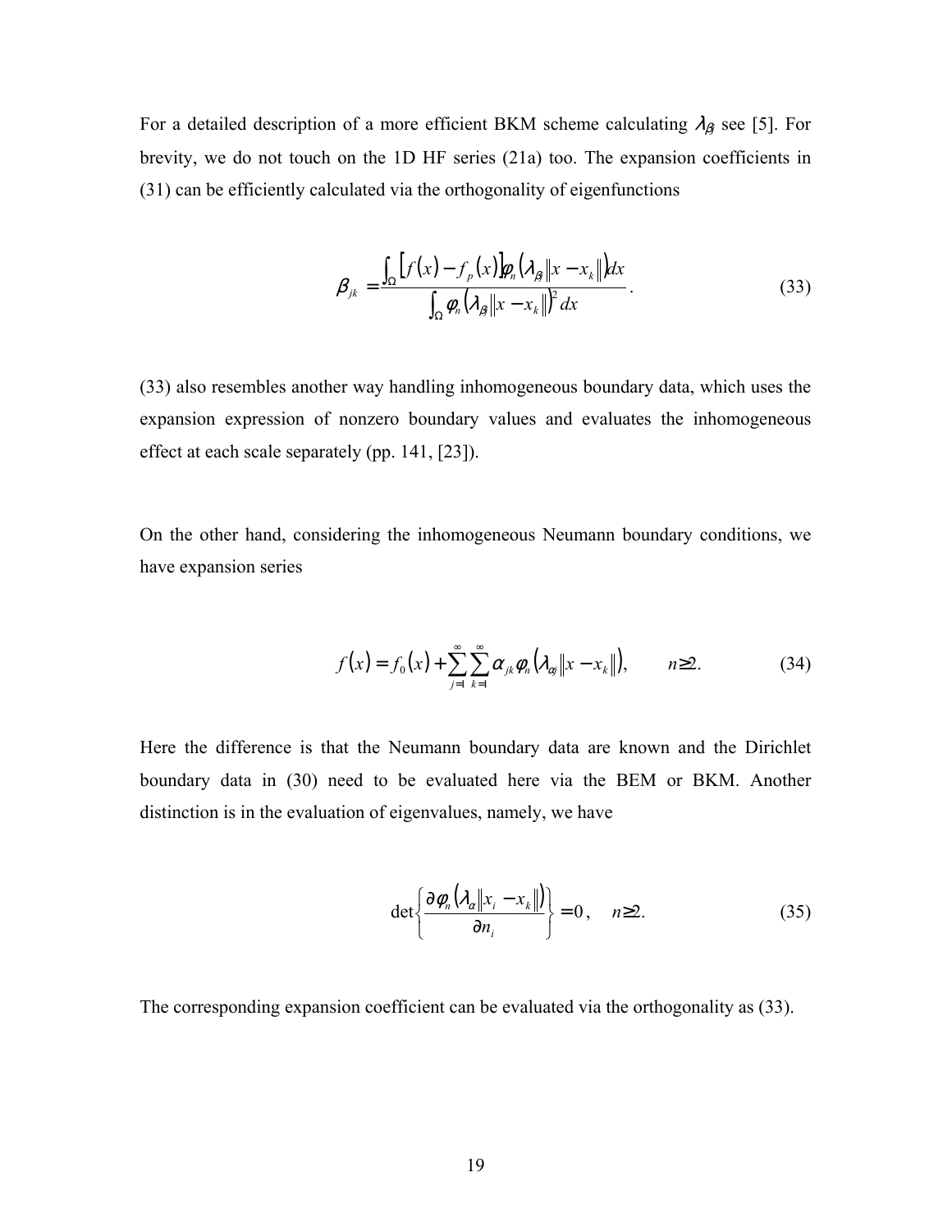For a detailed description of a more efficient BKM scheme calculating $\lambda_{\beta j}$ see [5]. For brevity, we do not touch on the 1D HF series (21a) too. The expansion coefficients in (31) can be efficiently calculated via the orthogonality of eigenfunctions

$$
\beta_{jk} = \frac{\int_{\Omega} \left[ f(x) - f_p(x) \right] \varphi_n \left( \lambda_{\beta j} \| x - x_k \| \right) dx}{\int_{\Omega} \varphi_n \left( \lambda_{\beta j} \| x - x_k \| \right)^2 dx}. \tag{33}
$$

(33) also resembles another way handling inhomogeneous boundary data, which uses the expansion expression of nonzero boundary values and evaluates the inhomogeneous effect at each scale separately (pp. 141, [23]).

On the other hand, considering the inhomogeneous Neumann boundary conditions, we have expansion series

$$
f(x) = f_0(x) + \sum_{j=1}^{\infty} \sum_{k=1}^{\infty} \alpha_{jk} \varphi_n \left( \lambda_{\alpha j} \| x - x_k \| \right), \qquad n \geq 2. \tag{34}
$$

Here the difference is that the Neumann boundary data are known and the Dirichlet boundary data in (30) need to be evaluated here via the BEM or BKM. Another distinction is in the evaluation of eigenvalues, namely, we have

$$
\det \left\{ \frac{\partial \varphi_n \left( \lambda_{\alpha} \| x_i - x_k \| \right)}{\partial n_i} \right\} = 0, \quad n \geq 2. \tag{35}
$$

The corresponding expansion coefficient can be evaluated via the orthogonality as (33).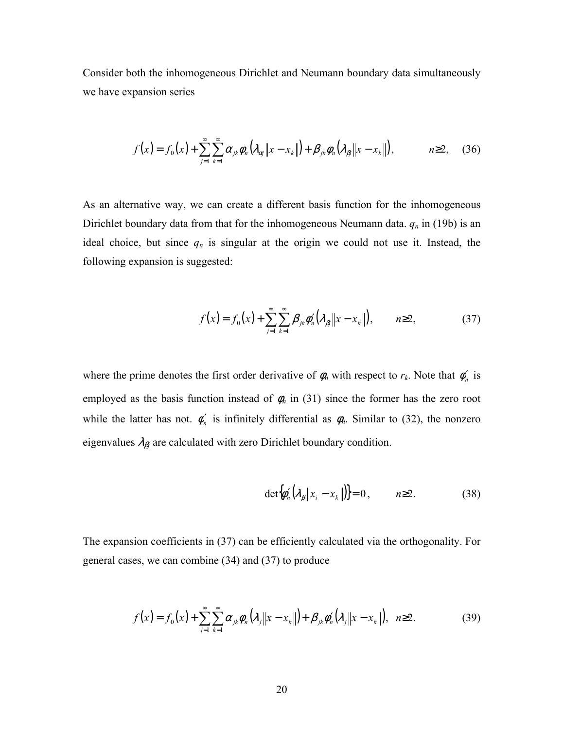Consider both the inhomogeneous Dirichlet and Neumann boundary data simultaneously we have expansion series

$$f(x) = f_0(x) + \sum_{j=1}^{\infty}\sum_{k=1}^{\infty} \alpha_{jk}\phi_n\left(\lambda_{\alpha j}\|x - x_k\|\right) + \beta_{jk}\phi_n\left(\lambda_{\beta j}\|x - x_k\|\right), \qquad n \geq 2, \quad (36)$$

As an alternative way, we can create a different basis function for the inhomogeneous Dirichlet boundary data from that for the inhomogeneous Neumann data. $q_n$ in (19b) is an ideal choice, but since $q_n$ is singular at the origin we could not use it. Instead, the following expansion is suggested:

$$f(x) = f_0(x) + \sum_{j=1}^{\infty}\sum_{k=1}^{\infty} \beta_{jk}\phi_n'\left(\lambda_{\beta j}\|x - x_k\|\right), \qquad n \geq 2, \qquad (37)$$

where the prime denotes the first order derivative of $\phi_n$ with respect to $r_k$. Note that $\phi_n'$ is employed as the basis function instead of $\phi_n$ in (31) since the former has the zero root while the latter has not. $\phi_n'$ is infinitely differential as $\phi_n$. Similar to (32), the nonzero eigenvalues $\lambda_{\beta j}$ are calculated with zero Dirichlet boundary condition.

$$\det\left\{\phi_n'\left(\lambda_\beta\|x_i - x_k\|\right)\right\} = 0, \qquad n \geq 2. \qquad (38)$$

The expansion coefficients in (37) can be efficiently calculated via the orthogonality. For general cases, we can combine (34) and (37) to produce

$$f(x) = f_0(x) + \sum_{j=1}^{\infty}\sum_{k=1}^{\infty} \alpha_{jk}\phi_n\left(\lambda_j\|x - x_k\|\right) + \beta_{jk}\phi_n'\left(\lambda_j\|x - x_k\|\right), \quad n \geq 2. \qquad (39)$$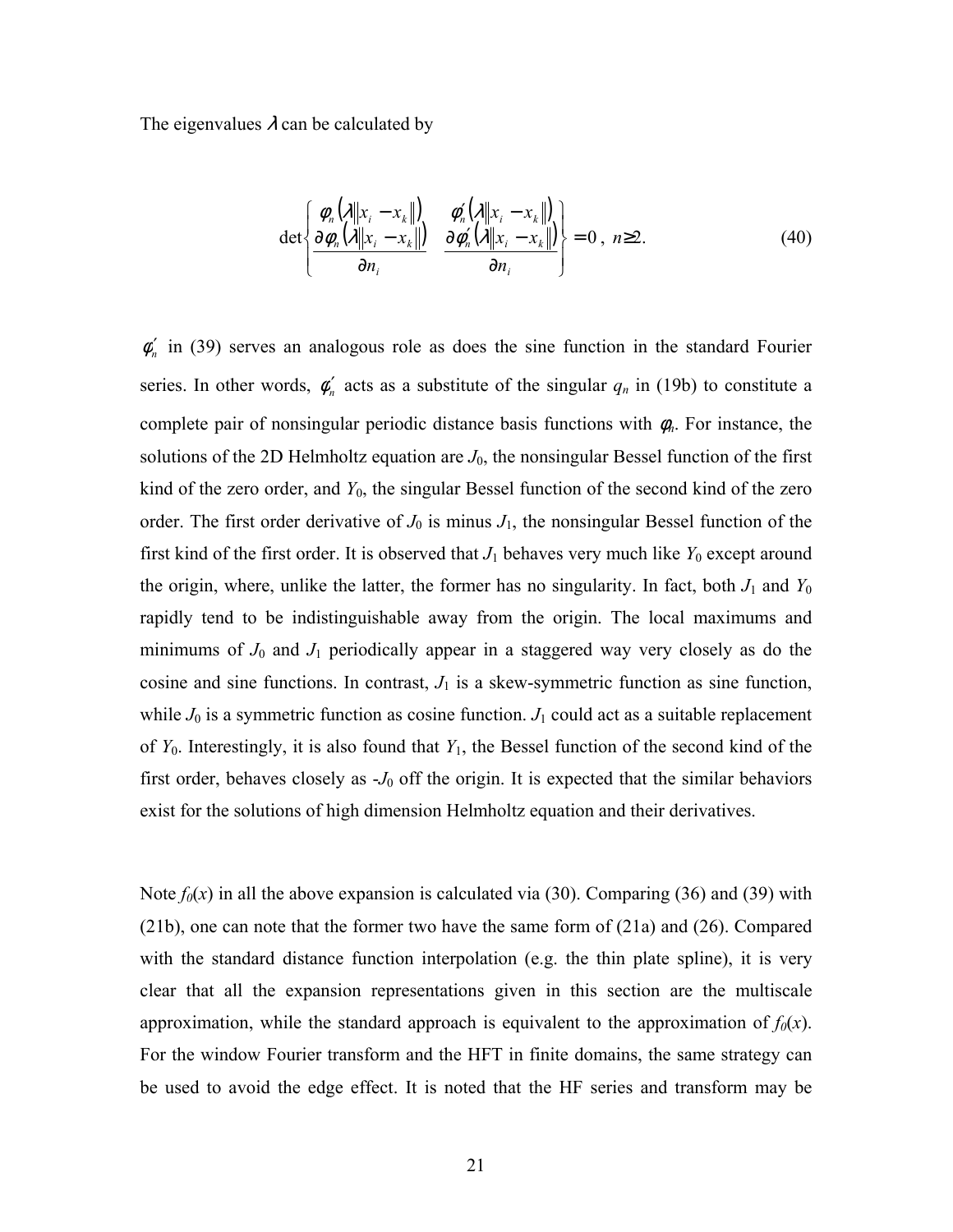The eigenvalues $\lambda$ can be calculated by

$$\det\begin{Bmatrix} \varphi_n\left(\lambda\left\|x_i - x_k\right\|\right) & \varphi_n'\left(\lambda\left\|x_i - x_k\right\|\right) \\ \dfrac{\partial\varphi_n\left(\lambda\left\|x_i - x_k\right\|\right)}{\partial n_i} & \dfrac{\partial\varphi_n'\left(\lambda\left\|x_i - x_k\right\|\right)}{\partial n_i} \end{Bmatrix} = 0\,,\ n\geq 2. \tag{40}$$

$\varphi_n'$ in (39) serves an analogous role as does the sine function in the standard Fourier series. In other words, $\varphi_n'$ acts as a substitute of the singular $q_n$ in (19b) to constitute a complete pair of nonsingular periodic distance basis functions with $\varphi_n$. For instance, the solutions of the 2D Helmholtz equation are $J_0$, the nonsingular Bessel function of the first kind of the zero order, and $Y_0$, the singular Bessel function of the second kind of the zero order. The first order derivative of $J_0$ is minus $J_1$, the nonsingular Bessel function of the first kind of the first order. It is observed that $J_1$ behaves very much like $Y_0$ except around the origin, where, unlike the latter, the former has no singularity. In fact, both $J_1$ and $Y_0$ rapidly tend to be indistinguishable away from the origin. The local maximums and minimums of $J_0$ and $J_1$ periodically appear in a staggered way very closely as do the cosine and sine functions. In contrast, $J_1$ is a skew-symmetric function as sine function, while $J_0$ is a symmetric function as cosine function. $J_1$ could act as a suitable replacement of $Y_0$. Interestingly, it is also found that $Y_1$, the Bessel function of the second kind of the first order, behaves closely as $-J_0$ off the origin. It is expected that the similar behaviors exist for the solutions of high dimension Helmholtz equation and their derivatives.

Note $f_0(x)$ in all the above expansion is calculated via (30). Comparing (36) and (39) with (21b), one can note that the former two have the same form of (21a) and (26). Compared with the standard distance function interpolation (e.g. the thin plate spline), it is very clear that all the expansion representations given in this section are the multiscale approximation, while the standard approach is equivalent to the approximation of $f_0(x)$. For the window Fourier transform and the HFT in finite domains, the same strategy can be used to avoid the edge effect. It is noted that the HF series and transform may be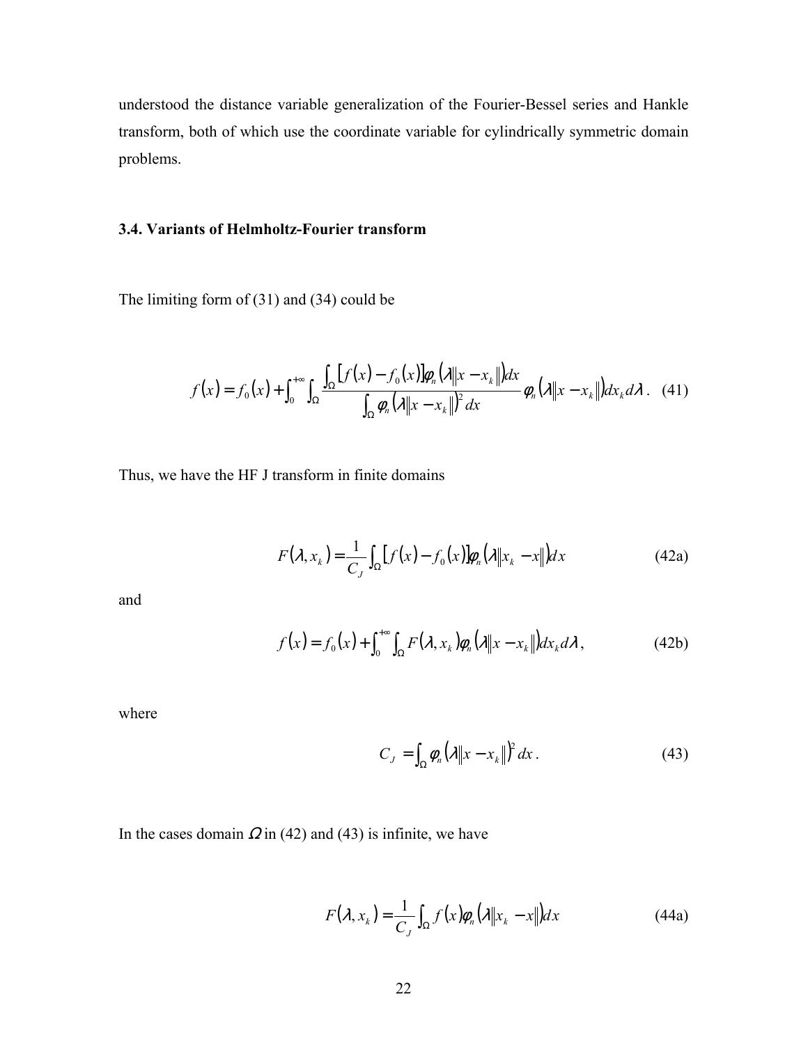understood the distance variable generalization of the Fourier-Bessel series and Hankle transform, both of which use the coordinate variable for cylindrically symmetric domain problems.

### 3.4. Variants of Helmholtz-Fourier transform

The limiting form of (31) and (34) could be

$$f(x) = f_0(x) + \int_0^{+\infty} \int_\Omega \frac{\int_\Omega [f(x) - f_0(x)] \varphi_n(\lambda \|x - x_k\|) dx}{\int_\Omega \varphi_n(\lambda \|x - x_k\|)^2 dx} \varphi_n(\lambda \|x - x_k\|) dx_k d\lambda . \quad (41)$$

Thus, we have the HF J transform in finite domains

$$F(\lambda, x_k) = \frac{1}{C_J} \int_\Omega [f(x) - f_0(x)] \varphi_n(\lambda \|x_k - x\|) dx \quad (42a)$$

and

$$f(x) = f_0(x) + \int_0^{+\infty} \int_\Omega F(\lambda, x_k) \varphi_n(\lambda \|x - x_k\|) dx_k d\lambda , \quad (42b)$$

where

$$C_J = \int_\Omega \varphi_n(\lambda \|x - x_k\|)^2 dx . \quad (43)$$

In the cases domain $\Omega$ in (42) and (43) is infinite, we have

$$F(\lambda, x_k) = \frac{1}{C_J} \int_\Omega f(x) \varphi_n(\lambda \|x_k - x\|) dx \quad (44a)$$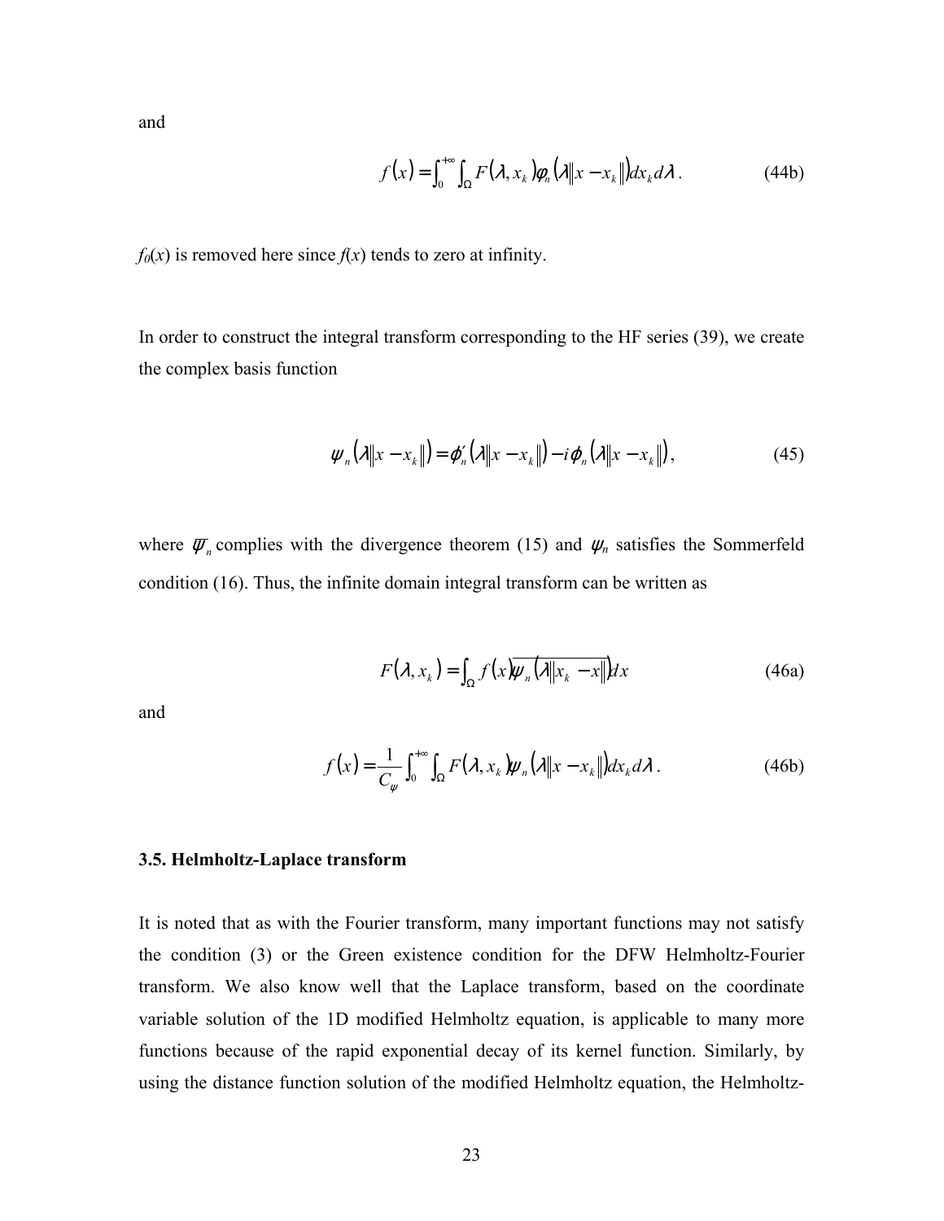and

$$f(x) = \int_0^{+\infty} \int_\Omega F(\lambda, x_k) \varphi_n(\lambda \|x - x_k\|) dx_k d\lambda . \tag{44b}$$

$f_0(x)$ is removed here since $f(x)$ tends to zero at infinity.

In order to construct the integral transform corresponding to the HF series (39), we create the complex basis function

$$\psi_n(\lambda \|x - x_k\|) = \phi_n'(\lambda \|x - x_k\|) - i\phi_n(\lambda \|x - x_k\|), \tag{45}$$

where $\overline{\psi}_n$ complies with the divergence theorem (15) and $\psi_n$ satisfies the Sommerfeld condition (16). Thus, the infinite domain integral transform can be written as

$$F(\lambda, x_k) = \int_\Omega f(x) \overline{\psi_n(\lambda \|x_k - x\|)} dx \tag{46a}$$

and

$$f(x) = \frac{1}{C_\psi} \int_0^{+\infty} \int_\Omega F(\lambda, x_k) \psi_n(\lambda \|x - x_k\|) dx_k d\lambda . \tag{46b}$$

### 3.5. Helmholtz-Laplace transform

It is noted that as with the Fourier transform, many important functions may not satisfy the condition (3) or the Green existence condition for the DFW Helmholtz-Fourier transform. We also know well that the Laplace transform, based on the coordinate variable solution of the 1D modified Helmholtz equation, is applicable to many more functions because of the rapid exponential decay of its kernel function. Similarly, by using the distance function solution of the modified Helmholtz equation, the Helmholtz-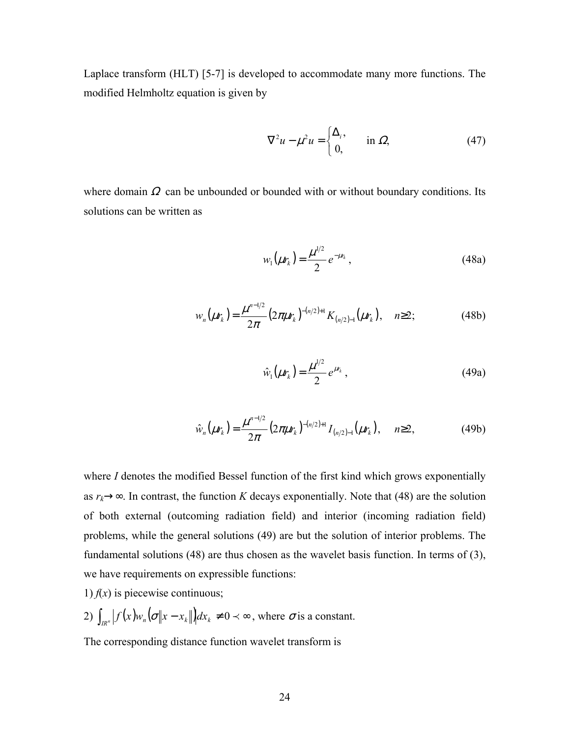Laplace transform (HLT) [5-7] is developed to accommodate many more functions. The modified Helmholtz equation is given by

$$\nabla^2 u - \mu^2 u = \begin{cases} \Delta_i, \\ 0, \end{cases} \quad \text{in } \Omega, \tag{47}$$

where domain $\Omega$ can be unbounded or bounded with or without boundary conditions. Its solutions can be written as

$$w_1(\mu r_k) = \frac{\mu^{1/2}}{2} e^{-\mu r_k}, \tag{48a}$$

$$w_n(\mu r_k) = \frac{\mu^{n-1/2}}{2\pi} (2\pi\mu r_k)^{-(n/2)+1} K_{(n/2)-1}(\mu r_k), \quad n \geq 2; \tag{48b}$$

$$\hat{w}_1(\mu r_k) = \frac{\mu^{1/2}}{2} e^{\mu r_k}, \tag{49a}$$

$$\hat{w}_n(\mu r_k) = \frac{\mu^{n-1/2}}{2\pi} (2\pi\mu r_k)^{-(n/2)+1} I_{(n/2)-1}(\mu r_k), \quad n \geq 2, \tag{49b}$$

where $I$ denotes the modified Bessel function of the first kind which grows exponentially as $r_k \to \infty$. In contrast, the function $K$ decays exponentially. Note that (48) are the solution of both external (outcoming radiation field) and interior (incoming radiation field) problems, while the general solutions (49) are but the solution of interior problems. The fundamental solutions (48) are thus chosen as the wavelet basis function. In terms of (3), we have requirements on expressible functions:

1) $f(x)$ is piecewise continuous;

2) $\int_{IR^n} \left| f(x) w_n(\sigma \|x - x_k\|) \right| dx_k \neq 0 \prec \infty$, where $\sigma$ is a constant.

The corresponding distance function wavelet transform is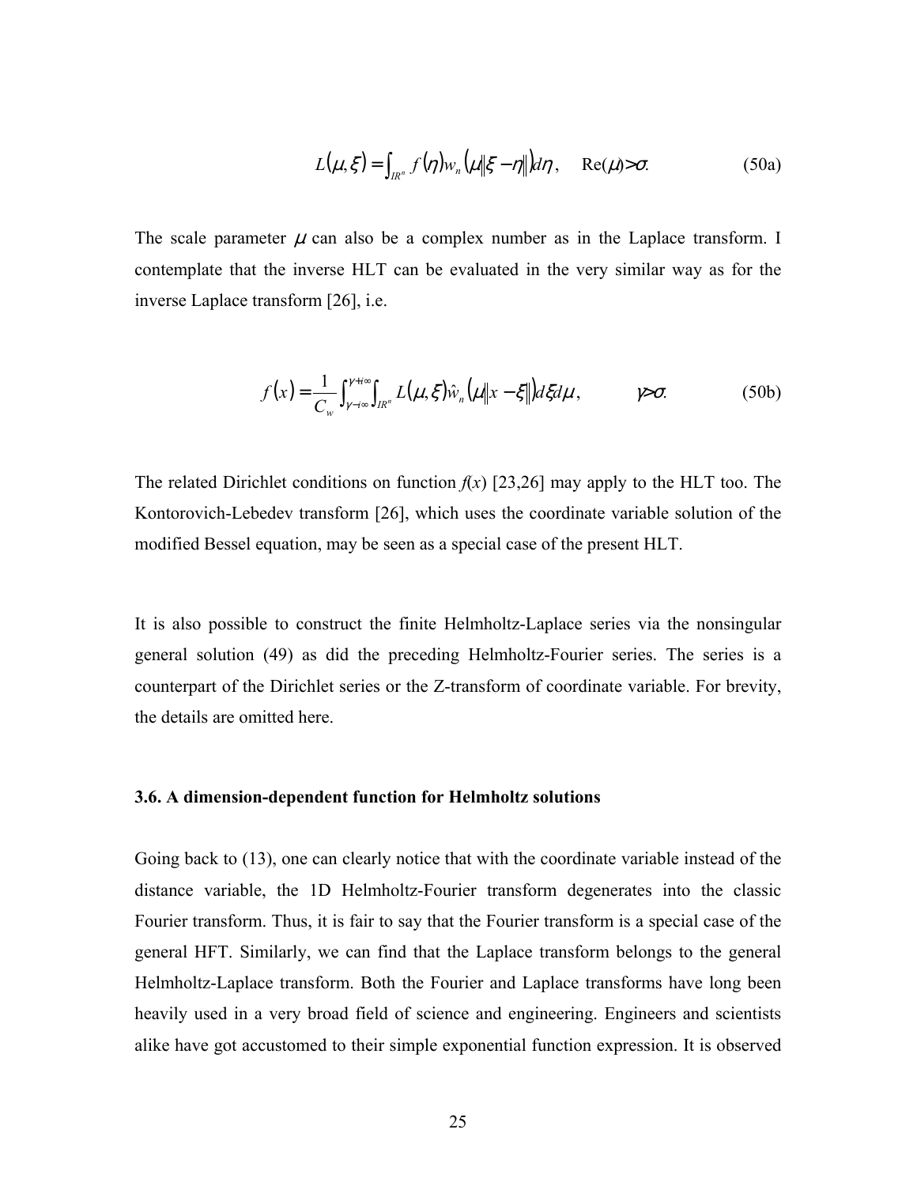$$L(\mu, \xi) = \int_{IR^n} f(\eta) w_n(\mu \|\xi - \eta\|) d\eta, \quad \text{Re}(\mu) > \sigma. \tag{50a}$$

The scale parameter $\mu$ can also be a complex number as in the Laplace transform. I contemplate that the inverse HLT can be evaluated in the very similar way as for the inverse Laplace transform [26], i.e.

$$f(x) = \frac{1}{C_w} \int_{\gamma - i\infty}^{\gamma + i\infty} \int_{IR^n} L(\mu, \xi) \hat{w}_n(\mu \|x - \xi\|) d\xi d\mu, \qquad \gamma > \sigma. \tag{50b}$$

The related Dirichlet conditions on function $f(x)$ [23,26] may apply to the HLT too. The Kontorovich-Lebedev transform [26], which uses the coordinate variable solution of the modified Bessel equation, may be seen as a special case of the present HLT.

It is also possible to construct the finite Helmholtz-Laplace series via the nonsingular general solution (49) as did the preceding Helmholtz-Fourier series. The series is a counterpart of the Dirichlet series or the Z-transform of coordinate variable. For brevity, the details are omitted here.

### 3.6. A dimension-dependent function for Helmholtz solutions

Going back to (13), one can clearly notice that with the coordinate variable instead of the distance variable, the 1D Helmholtz-Fourier transform degenerates into the classic Fourier transform. Thus, it is fair to say that the Fourier transform is a special case of the general HFT. Similarly, we can find that the Laplace transform belongs to the general Helmholtz-Laplace transform. Both the Fourier and Laplace transforms have long been heavily used in a very broad field of science and engineering. Engineers and scientists alike have got accustomed to their simple exponential function expression. It is observed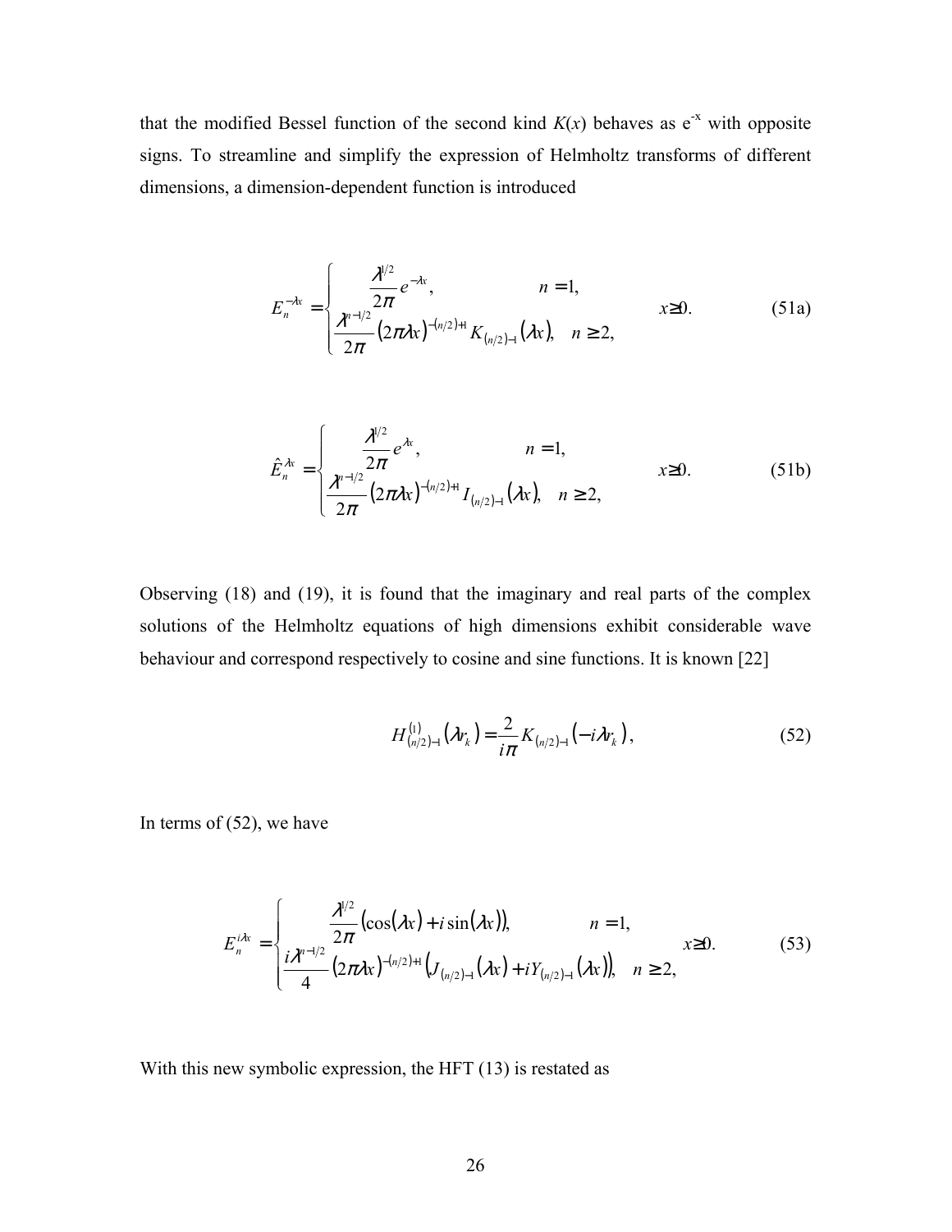that the modified Bessel function of the second kind $K(x)$ behaves as $e^{-x}$ with opposite signs. To streamline and simplify the expression of Helmholtz transforms of different dimensions, a dimension-dependent function is introduced

$$E_n^{-\lambda x} = \begin{cases} \dfrac{\lambda^{1/2}}{2\pi} e^{-\lambda x}, & n = 1, \\ \dfrac{\lambda^{n-1/2}}{2\pi} (2\pi\lambda x)^{-(n/2)+1} K_{(n/2)-1}(\lambda x), & n \geq 2, \end{cases} \qquad x \geq 0. \tag{51a}$$

$$\hat{E}_n^{\lambda x} = \begin{cases} \dfrac{\lambda^{1/2}}{2\pi} e^{\lambda x}, & n = 1, \\ \dfrac{\lambda^{n-1/2}}{2\pi} (2\pi\lambda x)^{-(n/2)+1} I_{(n/2)-1}(\lambda x), & n \geq 2, \end{cases} \qquad x \geq 0. \tag{51b}$$

Observing (18) and (19), it is found that the imaginary and real parts of the complex solutions of the Helmholtz equations of high dimensions exhibit considerable wave behaviour and correspond respectively to cosine and sine functions. It is known [22]

$$H_{(n/2)-1}^{(1)}(\lambda r_k) = \frac{2}{i\pi} K_{(n/2)-1}(-i\lambda r_k), \tag{52}$$

In terms of (52), we have

$$E_n^{i\lambda x} = \begin{cases} \dfrac{\lambda^{1/2}}{2\pi} (\cos(\lambda x) + i\sin(\lambda x)), & n = 1, \\ \dfrac{i\lambda^{n-1/2}}{4} (2\pi\lambda x)^{-(n/2)+1} \left(J_{(n/2)-1}(\lambda x) + iY_{(n/2)-1}(\lambda x)\right), & n \geq 2, \end{cases} \quad x \geq 0. \tag{53}$$

With this new symbolic expression, the HFT (13) is restated as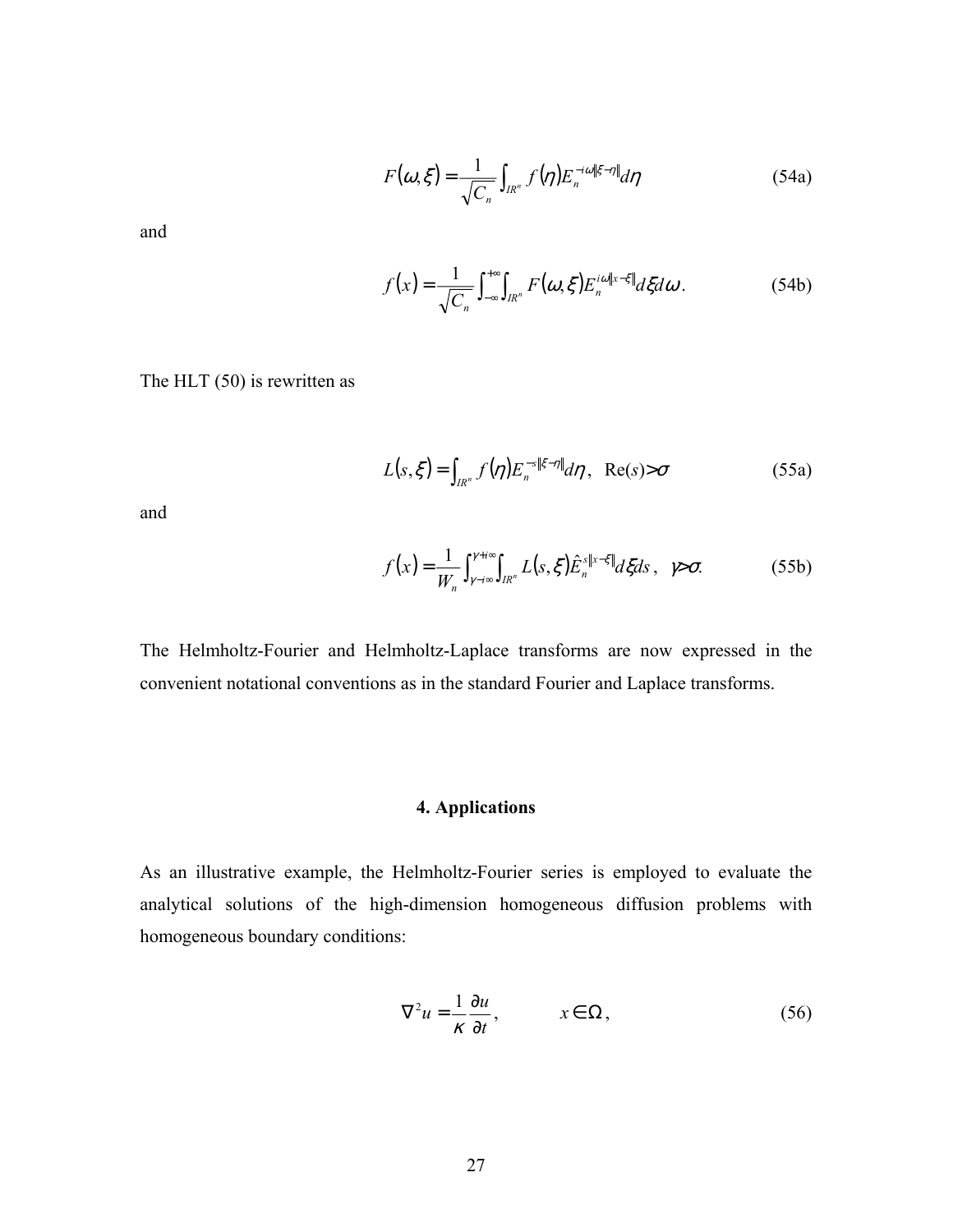$$F(\omega,\xi) = \frac{1}{\sqrt{C_n}} \int_{IR^n} f(\eta) E_n^{-i\omega\|\xi-\eta\|} d\eta \tag{54a}$$

and

$$f(x) = \frac{1}{\sqrt{C_n}} \int_{-\infty}^{+\infty} \int_{IR^n} F(\omega,\xi) E_n^{i\omega\|x-\xi\|} d\xi d\omega. \tag{54b}$$

The HLT (50) is rewritten as

$$L(s,\xi) = \int_{IR^n} f(\eta) E_n^{-s\|\xi-\eta\|} d\eta, \quad \mathrm{Re}(s) > \sigma \tag{55a}$$

and

$$f(x) = \frac{1}{W_n} \int_{\gamma-i\infty}^{\gamma+i\infty} \int_{IR^n} L(s,\xi) \hat{E}_n^{s\|x-\xi\|} d\xi ds, \quad \gamma > \sigma. \tag{55b}$$

The Helmholtz-Fourier and Helmholtz-Laplace transforms are now expressed in the convenient notational conventions as in the standard Fourier and Laplace transforms.

## 4. Applications

As an illustrative example, the Helmholtz-Fourier series is employed to evaluate the analytical solutions of the high-dimension homogeneous diffusion problems with homogeneous boundary conditions:

$$\nabla^2 u = \frac{1}{\kappa} \frac{\partial u}{\partial t}, \qquad x \in \Omega, \tag{56}$$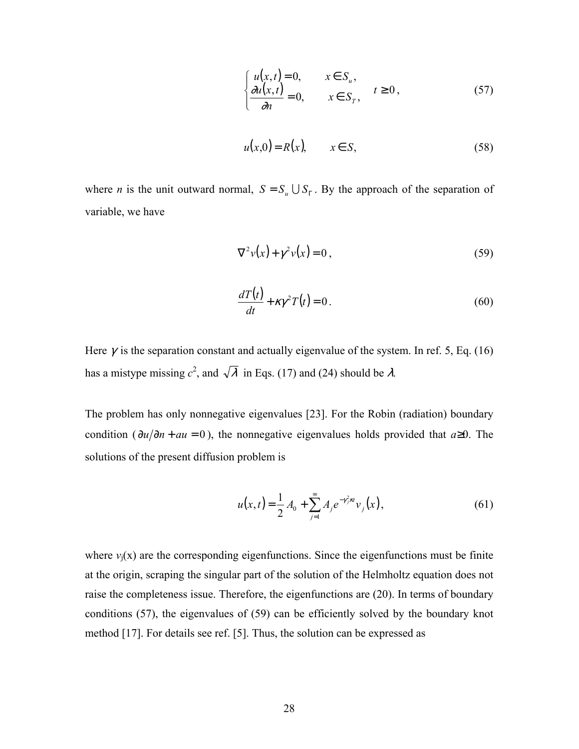$$
\begin{cases} u(x,t) = 0, & x \in S_u, \\ \dfrac{\partial u(x,t)}{\partial n} = 0, & x \in S_T, \end{cases} \quad t \geq 0, \tag{57}
$$

$$
u(x,0) = R(x), \qquad x \in S, \tag{58}
$$

where *n* is the unit outward normal, $S = S_u \cup S_\Gamma$. By the approach of the separation of variable, we have

$$
\nabla^2 v(x) + \gamma^2 v(x) = 0, \tag{59}
$$

$$
\frac{dT(t)}{dt} + \kappa \gamma^2 T(t) = 0. \tag{60}
$$

Here $\gamma$ is the separation constant and actually eigenvalue of the system. In ref. 5, Eq. (16) has a mistype missing $c^2$, and $\sqrt{\lambda}$ in Eqs. (17) and (24) should be $\lambda$.

The problem has only nonnegative eigenvalues [23]. For the Robin (radiation) boundary condition ($\partial u/\partial n + au = 0$), the nonnegative eigenvalues holds provided that $a \geq 0$. The solutions of the present diffusion problem is

$$
u(x,t) = \frac{1}{2} A_0 + \sum_{j=1}^{\infty} A_j e^{-\gamma_j^2 \kappa t} v_j(x), \tag{61}
$$

where $v_j(x)$ are the corresponding eigenfunctions. Since the eigenfunctions must be finite at the origin, scraping the singular part of the solution of the Helmholtz equation does not raise the completeness issue. Therefore, the eigenfunctions are (20). In terms of boundary conditions (57), the eigenvalues of (59) can be efficiently solved by the boundary knot method [17]. For details see ref. [5]. Thus, the solution can be expressed as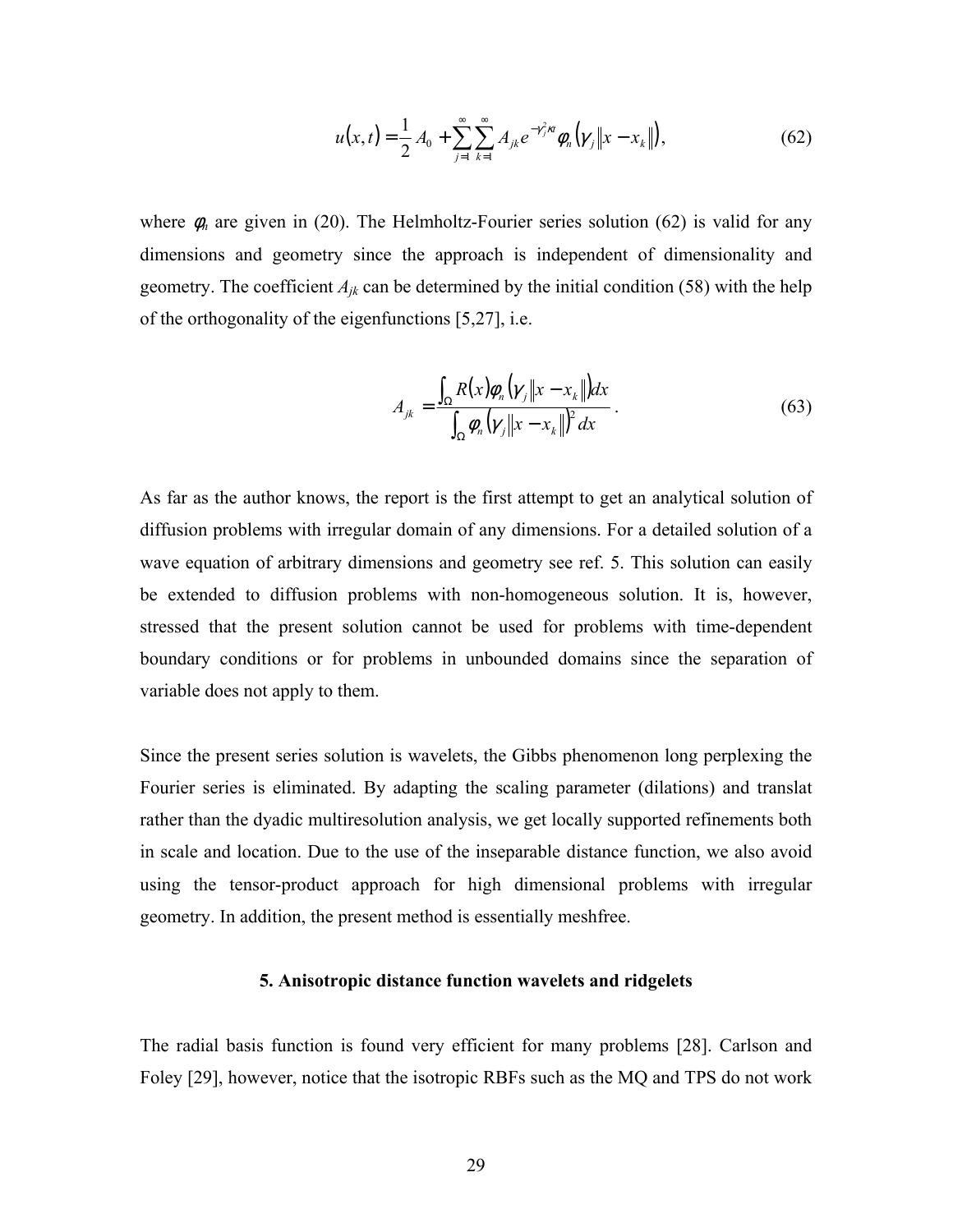$$u(x,t) = \frac{1}{2}A_0 + \sum_{j=1}^{\infty}\sum_{k=1}^{\infty} A_{jk} e^{-\gamma_j^2 \kappa t} \phi_n\left(\gamma_j \|x - x_k\|\right), \tag{62}$$

where $\phi_n$ are given in (20). The Helmholtz-Fourier series solution (62) is valid for any dimensions and geometry since the approach is independent of dimensionality and geometry. The coefficient $A_{jk}$ can be determined by the initial condition (58) with the help of the orthogonality of the eigenfunctions [5,27], i.e.

$$A_{jk} = \frac{\int_\Omega R(x)\phi_n\left(\gamma_j \|x - x_k\|\right)dx}{\int_\Omega \phi_n\left(\gamma_j \|x - x_k\|\right)^2 dx}. \tag{63}$$

As far as the author knows, the report is the first attempt to get an analytical solution of diffusion problems with irregular domain of any dimensions. For a detailed solution of a wave equation of arbitrary dimensions and geometry see ref. 5. This solution can easily be extended to diffusion problems with non-homogeneous solution. It is, however, stressed that the present solution cannot be used for problems with time-dependent boundary conditions or for problems in unbounded domains since the separation of variable does not apply to them.

Since the present series solution is wavelets, the Gibbs phenomenon long perplexing the Fourier series is eliminated. By adapting the scaling parameter (dilations) and translat rather than the dyadic multiresolution analysis, we get locally supported refinements both in scale and location. Due to the use of the inseparable distance function, we also avoid using the tensor-product approach for high dimensional problems with irregular geometry. In addition, the present method is essentially meshfree.

### 5. Anisotropic distance function wavelets and ridgelets

The radial basis function is found very efficient for many problems [28]. Carlson and Foley [29], however, notice that the isotropic RBFs such as the MQ and TPS do not work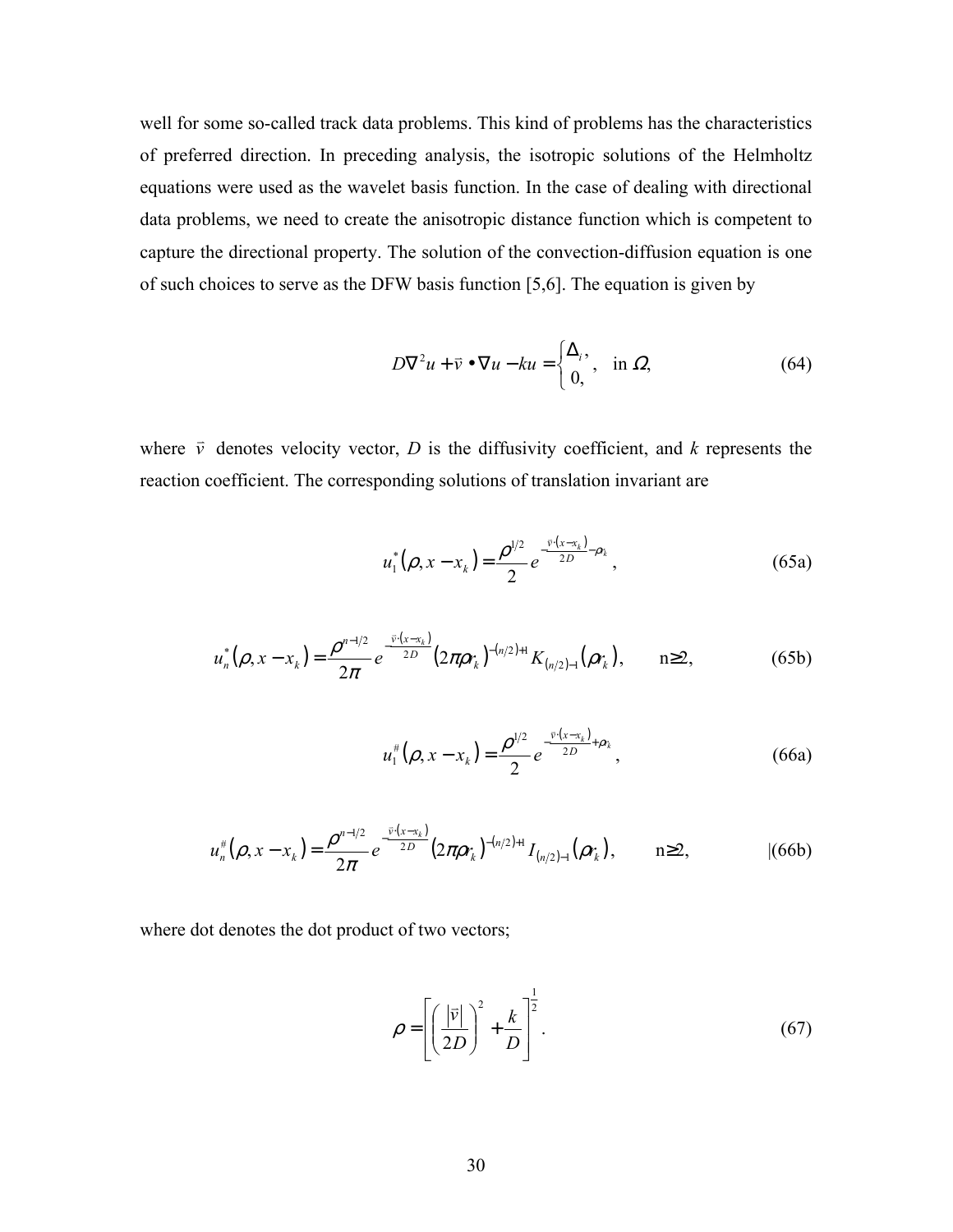well for some so-called track data problems. This kind of problems has the characteristics of preferred direction. In preceding analysis, the isotropic solutions of the Helmholtz equations were used as the wavelet basis function. In the case of dealing with directional data problems, we need to create the anisotropic distance function which is competent to capture the directional property. The solution of the convection-diffusion equation is one of such choices to serve as the DFW basis function [5,6]. The equation is given by

$$D\nabla^2 u + \vec{v} \bullet \nabla u - ku = \begin{cases} \Delta_i, \\ 0, \end{cases} \quad \text{in } \Omega, \tag{64}$$

where $\vec{v}$ denotes velocity vector, $D$ is the diffusivity coefficient, and $k$ represents the reaction coefficient. The corresponding solutions of translation invariant are

$$u_1^*(\rho, x - x_k) = \frac{\rho^{1/2}}{2} e^{-\frac{\vec{v}\cdot(x - x_k)}{2D} - \rho r_k}, \tag{65a}$$

$$u_n^*(\rho, x - x_k) = \frac{\rho^{n-1/2}}{2\pi} e^{-\frac{\vec{v}\cdot(x - x_k)}{2D}} (2\pi \rho r_k)^{-(n/2)+1} K_{(n/2)-1}(\rho r_k), \qquad n \geq 2, \tag{65b}$$

$$u_1^{\#}(\rho, x - x_k) = \frac{\rho^{1/2}}{2} e^{-\frac{\vec{v}\cdot(x - x_k)}{2D} + \rho r_k}, \tag{66a}$$

$$u_n^{\#}(\rho, x - x_k) = \frac{\rho^{n-1/2}}{2\pi} e^{-\frac{\vec{v}\cdot(x - x_k)}{2D}} (2\pi \rho r_k)^{-(n/2)+1} I_{(n/2)-1}(\rho r_k), \qquad n \geq 2, \tag{66b}$$

where dot denotes the dot product of two vectors;

$$\rho = \left[ \left( \frac{|\vec{v}|}{2D} \right)^2 + \frac{k}{D} \right]^{\frac{1}{2}}. \tag{67}$$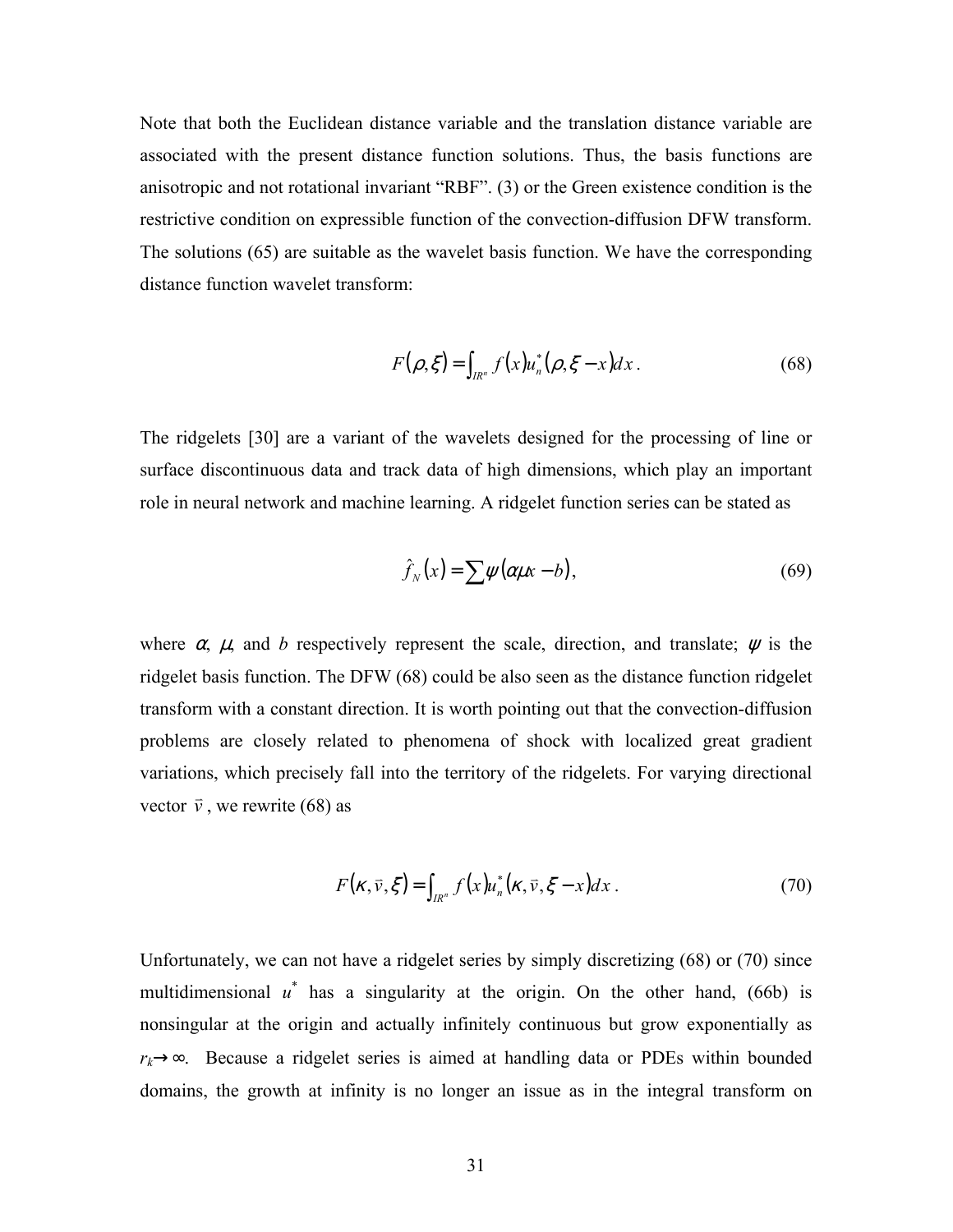Note that both the Euclidean distance variable and the translation distance variable are associated with the present distance function solutions. Thus, the basis functions are anisotropic and not rotational invariant "RBF". (3) or the Green existence condition is the restrictive condition on expressible function of the convection-diffusion DFW transform. The solutions (65) are suitable as the wavelet basis function. We have the corresponding distance function wavelet transform:

$$F(\rho, \xi) = \int_{IR^n} f(x) u_n^*(\rho, \xi - x) dx. \tag{68}$$

The ridgelets [30] are a variant of the wavelets designed for the processing of line or surface discontinuous data and track data of high dimensions, which play an important role in neural network and machine learning. A ridgelet function series can be stated as

$$\hat{f}_N(x) = \sum \psi(\alpha \mu x - b), \tag{69}$$

where $\alpha$, $\mu$, and $b$ respectively represent the scale, direction, and translate; $\psi$ is the ridgelet basis function. The DFW (68) could be also seen as the distance function ridgelet transform with a constant direction. It is worth pointing out that the convection-diffusion problems are closely related to phenomena of shock with localized great gradient variations, which precisely fall into the territory of the ridgelets. For varying directional vector $\vec{v}$, we rewrite (68) as

$$F(\kappa, \vec{v}, \xi) = \int_{IR^n} f(x) u_n^*(\kappa, \vec{v}, \xi - x) dx. \tag{70}$$

Unfortunately, we can not have a ridgelet series by simply discretizing (68) or (70) since multidimensional $u^*$ has a singularity at the origin. On the other hand, (66b) is nonsingular at the origin and actually infinitely continuous but grow exponentially as $r_k \to \infty$. Because a ridgelet series is aimed at handling data or PDEs within bounded domains, the growth at infinity is no longer an issue as in the integral transform on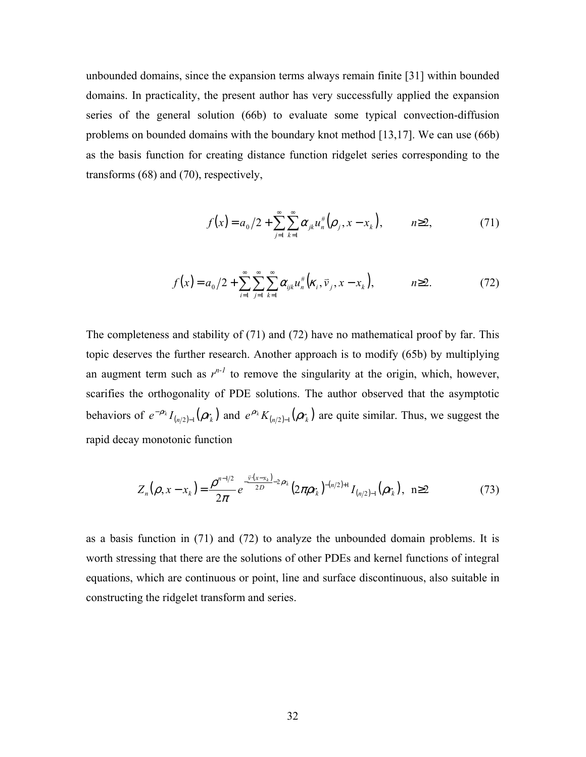unbounded domains, since the expansion terms always remain finite [31] within bounded domains. In practicality, the present author has very successfully applied the expansion series of the general solution (66b) to evaluate some typical convection-diffusion problems on bounded domains with the boundary knot method [13,17]. We can use (66b) as the basis function for creating distance function ridgelet series corresponding to the transforms (68) and (70), respectively,

$$f(x) = a_0/2 + \sum_{j=1}^{\infty}\sum_{k=1}^{\infty} \alpha_{jk} u_n^{\#}\left(\rho_j, x - x_k\right), \qquad n \geq 2, \tag{71}$$

$$f(x) = a_0/2 + \sum_{i=1}^{\infty}\sum_{j=1}^{\infty}\sum_{k=1}^{\infty} \alpha_{ijk} u_n^{\#}\left(\kappa_i, \vec{v}_j, x - x_k\right), \qquad n \geq 2. \tag{72}$$

The completeness and stability of (71) and (72) have no mathematical proof by far. This topic deserves the further research. Another approach is to modify (65b) by multiplying an augment term such as $r^{n-1}$ to remove the singularity at the origin, which, however, scarifies the orthogonality of PDE solutions. The author observed that the asymptotic behaviors of $e^{-\rho r_k} I_{(n/2)-1}\left(\rho r_k\right)$ and $e^{\rho r_k} K_{(n/2)-1}\left(\rho r_k\right)$ are quite similar. Thus, we suggest the rapid decay monotonic function

$$Z_n\left(\rho, x - x_k\right) = \frac{\rho^{n-1/2}}{2\pi} e^{-\frac{\vec{v}\cdot\left(x - x_k\right)}{2D} - 2\rho r_k} \left(2\pi\rho r_k\right)^{-(n/2)+1} I_{(n/2)-1}\left(\rho r_k\right), \ \ n \geq 2 \tag{73}$$

as a basis function in (71) and (72) to analyze the unbounded domain problems. It is worth stressing that there are the solutions of other PDEs and kernel functions of integral equations, which are continuous or point, line and surface discontinuous, also suitable in constructing the ridgelet transform and series.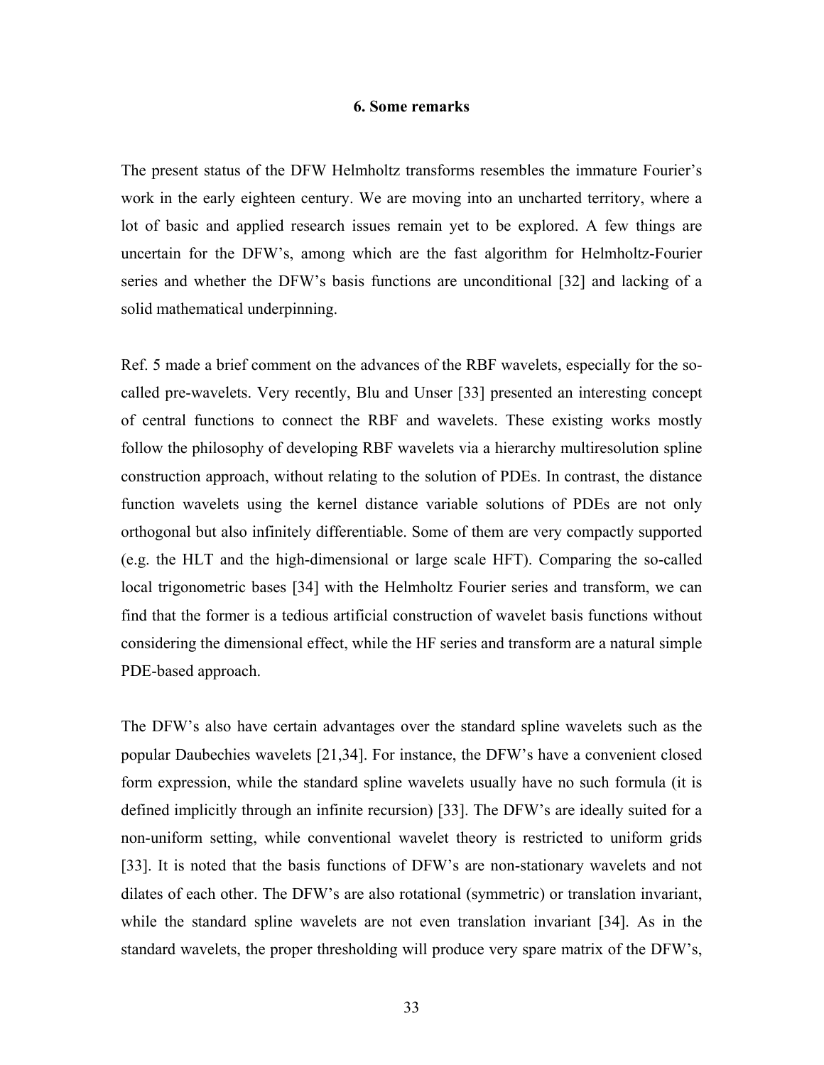## 6. Some remarks

The present status of the DFW Helmholtz transforms resembles the immature Fourier's work in the early eighteen century. We are moving into an uncharted territory, where a lot of basic and applied research issues remain yet to be explored. A few things are uncertain for the DFW's, among which are the fast algorithm for Helmholtz-Fourier series and whether the DFW's basis functions are unconditional [32] and lacking of a solid mathematical underpinning.

Ref. 5 made a brief comment on the advances of the RBF wavelets, especially for the so-called pre-wavelets. Very recently, Blu and Unser [33] presented an interesting concept of central functions to connect the RBF and wavelets. These existing works mostly follow the philosophy of developing RBF wavelets via a hierarchy multiresolution spline construction approach, without relating to the solution of PDEs. In contrast, the distance function wavelets using the kernel distance variable solutions of PDEs are not only orthogonal but also infinitely differentiable. Some of them are very compactly supported (e.g. the HLT and the high-dimensional or large scale HFT). Comparing the so-called local trigonometric bases [34] with the Helmholtz Fourier series and transform, we can find that the former is a tedious artificial construction of wavelet basis functions without considering the dimensional effect, while the HF series and transform are a natural simple PDE-based approach.

The DFW's also have certain advantages over the standard spline wavelets such as the popular Daubechies wavelets [21,34]. For instance, the DFW's have a convenient closed form expression, while the standard spline wavelets usually have no such formula (it is defined implicitly through an infinite recursion) [33]. The DFW's are ideally suited for a non-uniform setting, while conventional wavelet theory is restricted to uniform grids [33]. It is noted that the basis functions of DFW's are non-stationary wavelets and not dilates of each other. The DFW's are also rotational (symmetric) or translation invariant, while the standard spline wavelets are not even translation invariant [34]. As in the standard wavelets, the proper thresholding will produce very spare matrix of the DFW's,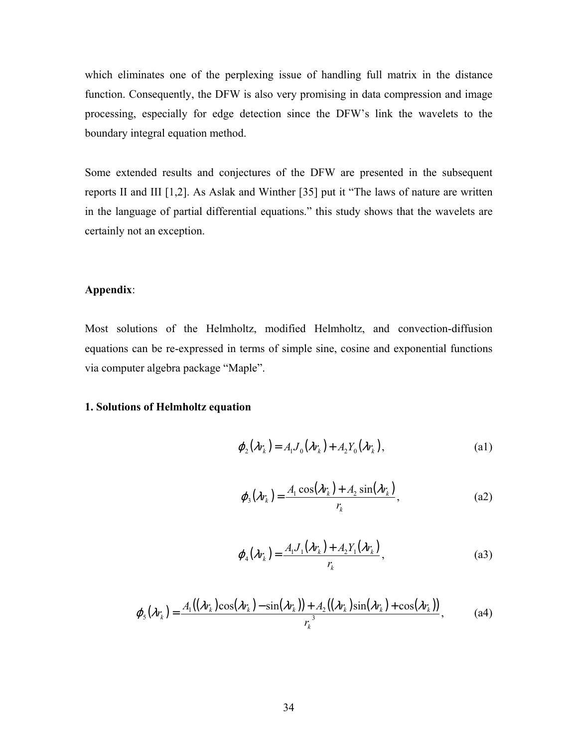which eliminates one of the perplexing issue of handling full matrix in the distance function. Consequently, the DFW is also very promising in data compression and image processing, especially for edge detection since the DFW's link the wavelets to the boundary integral equation method.

Some extended results and conjectures of the DFW are presented in the subsequent reports II and III [1,2]. As Aslak and Winther [35] put it "The laws of nature are written in the language of partial differential equations." this study shows that the wavelets are certainly not an exception.

**Appendix**:

Most solutions of the Helmholtz, modified Helmholtz, and convection-diffusion equations can be re-expressed in terms of simple sine, cosine and exponential functions via computer algebra package "Maple".

**1. Solutions of Helmholtz equation**

$$\phi_2(\lambda r_k) = A_1 J_0(\lambda r_k) + A_2 Y_0(\lambda r_k), \tag{a1}$$

$$\phi_3(\lambda r_k) = \frac{A_1 \cos(\lambda r_k) + A_2 \sin(\lambda r_k)}{r_k}, \tag{a2}$$

$$\phi_4(\lambda r_k) = \frac{A_1 J_1(\lambda r_k) + A_2 Y_1(\lambda r_k)}{r_k}, \tag{a3}$$

$$\phi_5(\lambda r_k) = \frac{A_1\left((\lambda r_k)\cos(\lambda r_k) - \sin(\lambda r_k)\right) + A_2\left((\lambda r_k)\sin(\lambda r_k) + \cos(\lambda r_k)\right)}{r_k^{\,3}}, \tag{a4}$$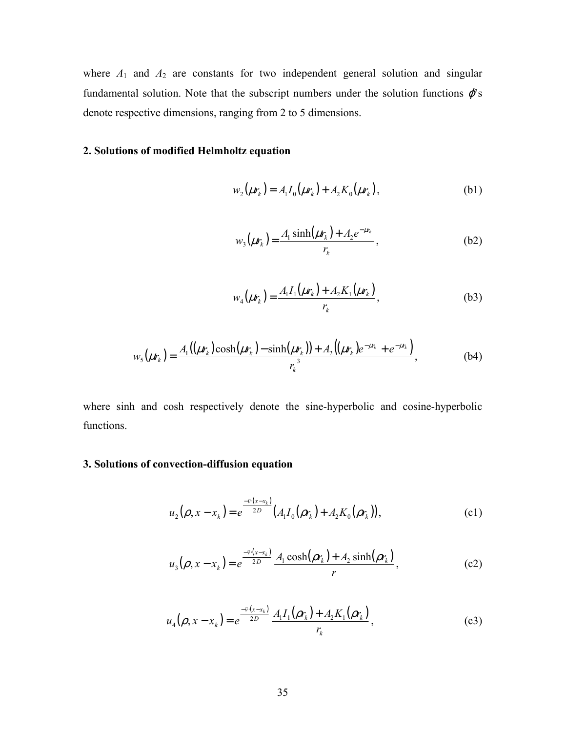where $A_1$ and $A_2$ are constants for two independent general solution and singular fundamental solution. Note that the subscript numbers under the solution functions $\varphi$'s denote respective dimensions, ranging from 2 to 5 dimensions.

**2. Solutions of modified Helmholtz equation**

$$w_2(\mu r_k) = A_1 I_0(\mu r_k) + A_2 K_0(\mu r_k), \tag{b1}$$

$$w_3(\mu r_k) = \frac{A_1 \sinh(\mu r_k) + A_2 e^{-\mu r_k}}{r_k}, \tag{b2}$$

$$w_4(\mu r_k) = \frac{A_1 I_1(\mu r_k) + A_2 K_1(\mu r_k)}{r_k}, \tag{b3}$$

$$w_5(\mu r_k) = \frac{A_1\left((\mu r_k)\cosh(\mu r_k) - \sinh(\mu r_k)\right) + A_2\left((\mu r_k)e^{-\mu r_k} + e^{-\mu r_k}\right)}{r_k^{\;3}}, \tag{b4}$$

where sinh and cosh respectively denote the sine-hyperbolic and cosine-hyperbolic functions.

**3. Solutions of convection-diffusion equation**

$$u_2(\rho, x - x_k) = e^{\frac{-\vec{v}\cdot(x - x_k)}{2D}}\left(A_1 I_0(\rho r_k) + A_2 K_0(\rho r_k)\right), \tag{c1}$$

$$u_3(\rho, x - x_k) = e^{\frac{-\vec{v}\cdot(x - x_k)}{2D}} \frac{A_1 \cosh(\rho r_k) + A_2 \sinh(\rho r_k)}{r}, \tag{c2}$$

$$u_4(\rho, x - x_k) = e^{\frac{-\vec{v}\cdot(x - x_k)}{2D}} \frac{A_1 I_1(\rho r_k) + A_2 K_1(\rho r_k)}{r_k}, \tag{c3}$$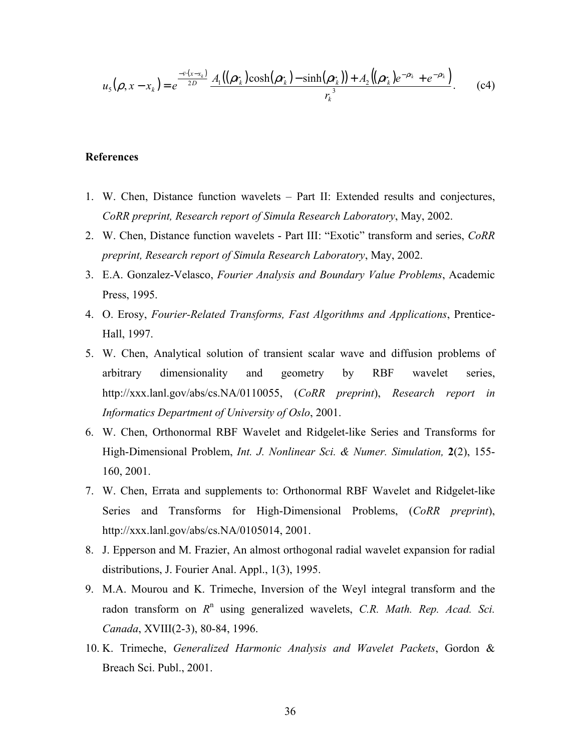$$u_5(\rho, x - x_k) = e^{\frac{-\nu \cdot (x - x_k)}{2D}} \frac{A_1((\rho r_k)\cosh(\rho r_k) - \sinh(\rho r_k)) + A_2((\rho r_k)e^{-\rho_k} + e^{-\rho_k})}{r_k^{\,3}}. \qquad \text{(c4)}$$

**References**

1. W. Chen, Distance function wavelets – Part II: Extended results and conjectures, *CoRR preprint, Research report of Simula Research Laboratory*, May, 2002.
2. W. Chen, Distance function wavelets - Part III: "Exotic" transform and series, *CoRR preprint, Research report of Simula Research Laboratory*, May, 2002.
3. E.A. Gonzalez-Velasco, *Fourier Analysis and Boundary Value Problems*, Academic Press, 1995.
4. O. Erosy, *Fourier-Related Transforms, Fast Algorithms and Applications*, Prentice-Hall, 1997.
5. W. Chen, Analytical solution of transient scalar wave and diffusion problems of arbitrary dimensionality and geometry by RBF wavelet series, http://xxx.lanl.gov/abs/cs.NA/0110055, (*CoRR preprint*), *Research report in Informatics Department of University of Oslo*, 2001.
6. W. Chen, Orthonormal RBF Wavelet and Ridgelet-like Series and Transforms for High-Dimensional Problem, *Int. J. Nonlinear Sci. & Numer. Simulation,* **2**(2), 155-160, 2001.
7. W. Chen, Errata and supplements to: Orthonormal RBF Wavelet and Ridgelet-like Series and Transforms for High-Dimensional Problems, (*CoRR preprint*), http://xxx.lanl.gov/abs/cs.NA/0105014, 2001.
8. J. Epperson and M. Frazier, An almost orthogonal radial wavelet expansion for radial distributions, J. Fourier Anal. Appl., 1(3), 1995.
9. M.A. Mourou and K. Trimeche, Inversion of the Weyl integral transform and the radon transform on $R^n$ using generalized wavelets, *C.R. Math. Rep. Acad. Sci. Canada*, XVIII(2-3), 80-84, 1996.
10. K. Trimeche, *Generalized Harmonic Analysis and Wavelet Packets*, Gordon & Breach Sci. Publ., 2001.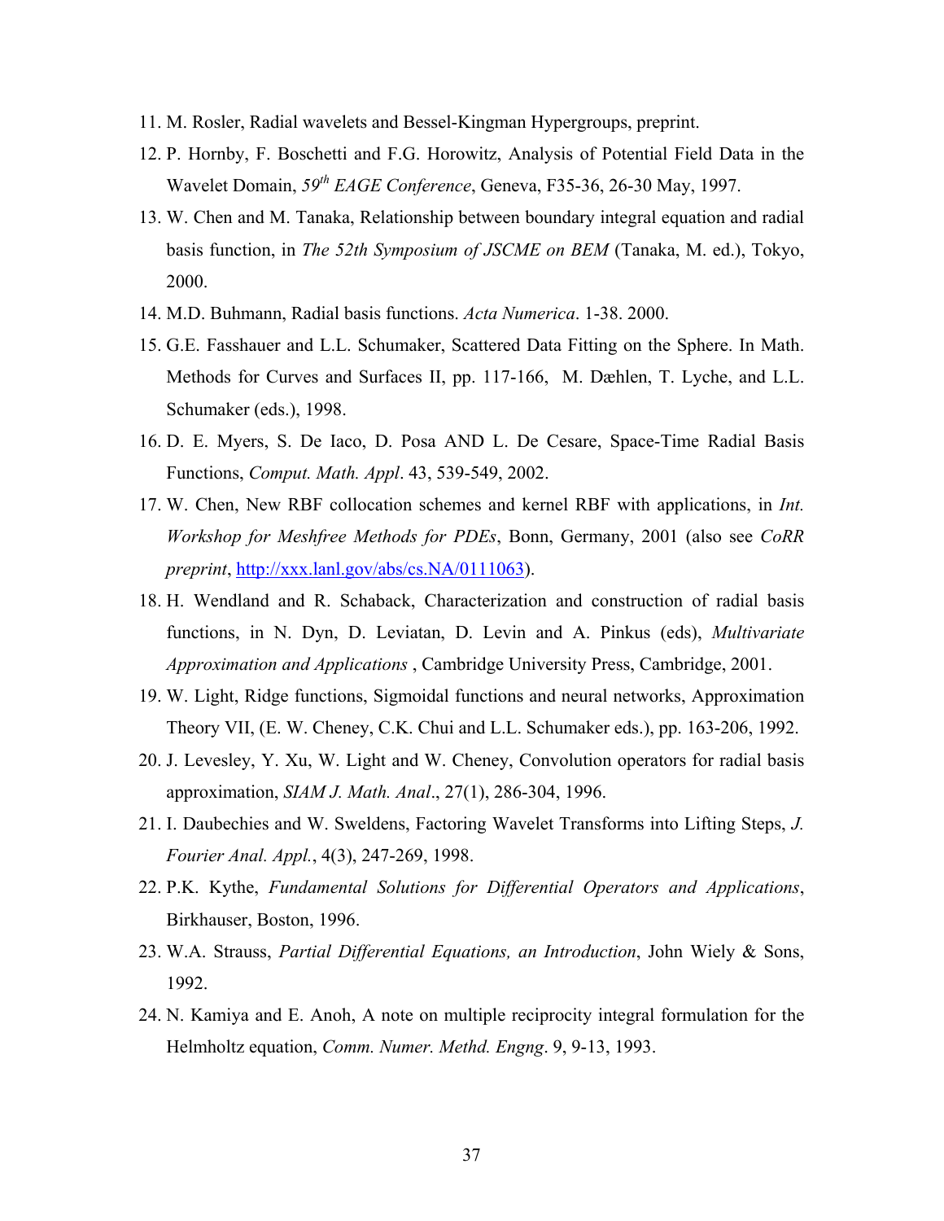11. M. Rosler, Radial wavelets and Bessel-Kingman Hypergroups, preprint.
12. P. Hornby, F. Boschetti and F.G. Horowitz, Analysis of Potential Field Data in the Wavelet Domain, *59th EAGE Conference*, Geneva, F35-36, 26-30 May, 1997.
13. W. Chen and M. Tanaka, Relationship between boundary integral equation and radial basis function, in *The 52th Symposium of JSCME on BEM* (Tanaka, M. ed.), Tokyo, 2000.
14. M.D. Buhmann, Radial basis functions. *Acta Numerica*. 1-38. 2000.
15. G.E. Fasshauer and L.L. Schumaker, Scattered Data Fitting on the Sphere. In Math. Methods for Curves and Surfaces II, pp. 117-166, M. Dæhlen, T. Lyche, and L.L. Schumaker (eds.), 1998.
16. D. E. Myers, S. De Iaco, D. Posa AND L. De Cesare, Space-Time Radial Basis Functions, *Comput. Math. Appl*. 43, 539-549, 2002.
17. W. Chen, New RBF collocation schemes and kernel RBF with applications, in *Int. Workshop for Meshfree Methods for PDEs*, Bonn, Germany, 2001 (also see *CoRR preprint*, http://xxx.lanl.gov/abs/cs.NA/0111063).
18. H. Wendland and R. Schaback, Characterization and construction of radial basis functions, in N. Dyn, D. Leviatan, D. Levin and A. Pinkus (eds), *Multivariate Approximation and Applications* , Cambridge University Press, Cambridge, 2001.
19. W. Light, Ridge functions, Sigmoidal functions and neural networks, Approximation Theory VII, (E. W. Cheney, C.K. Chui and L.L. Schumaker eds.), pp. 163-206, 1992.
20. J. Levesley, Y. Xu, W. Light and W. Cheney, Convolution operators for radial basis approximation, *SIAM J. Math. Anal*., 27(1), 286-304, 1996.
21. I. Daubechies and W. Sweldens, Factoring Wavelet Transforms into Lifting Steps, *J. Fourier Anal. Appl.*, 4(3), 247-269, 1998.
22. P.K. Kythe, *Fundamental Solutions for Differential Operators and Applications*, Birkhauser, Boston, 1996.
23. W.A. Strauss, *Partial Differential Equations, an Introduction*, John Wiely & Sons, 1992.
24. N. Kamiya and E. Anoh, A note on multiple reciprocity integral formulation for the Helmholtz equation, *Comm. Numer. Methd. Engng*. 9, 9-13, 1993.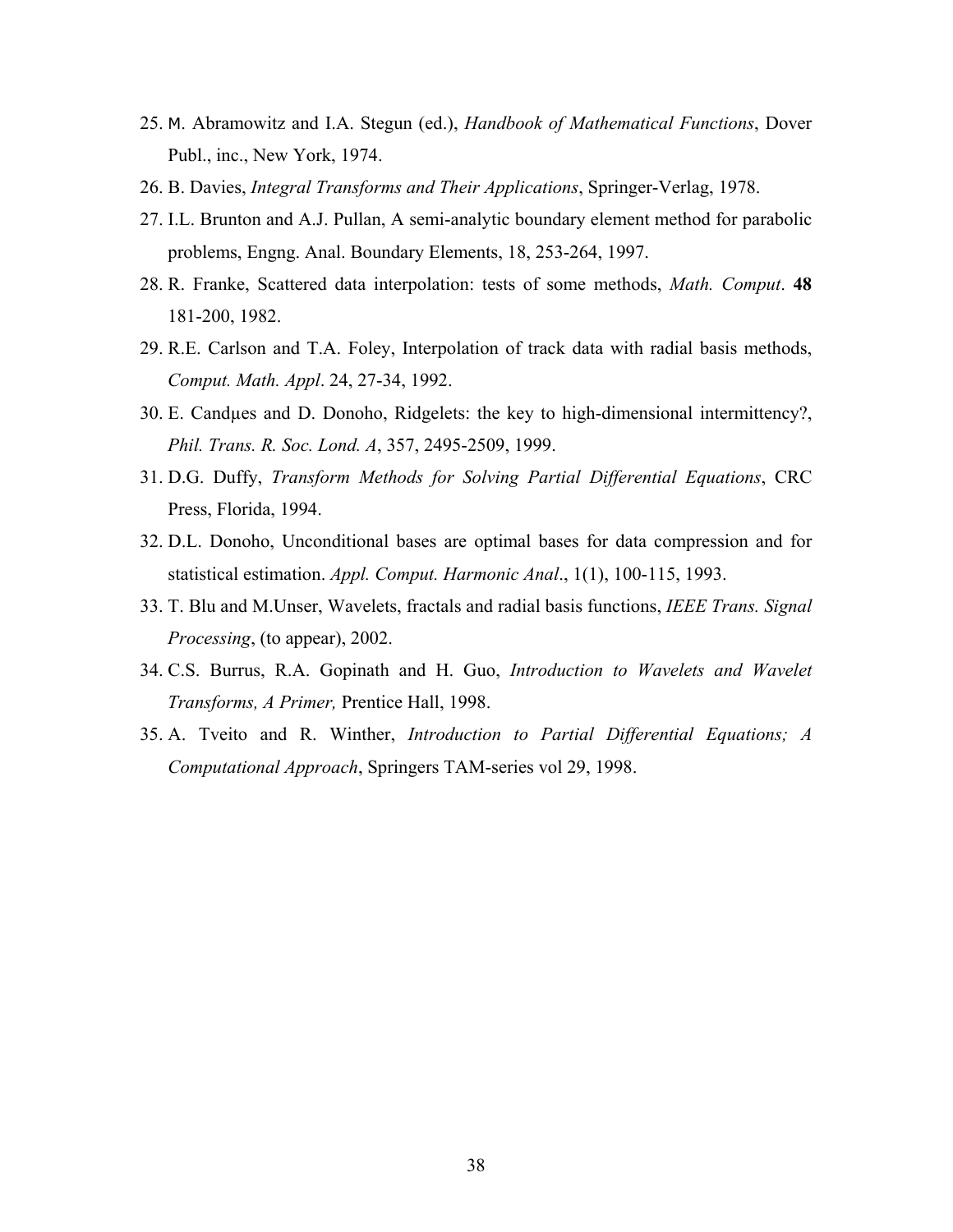25. M. Abramowitz and I.A. Stegun (ed.), *Handbook of Mathematical Functions*, Dover Publ., inc., New York, 1974.
26. B. Davies, *Integral Transforms and Their Applications*, Springer-Verlag, 1978.
27. I.L. Brunton and A.J. Pullan, A semi-analytic boundary element method for parabolic problems, Engng. Anal. Boundary Elements, 18, 253-264, 1997.
28. R. Franke, Scattered data interpolation: tests of some methods, *Math. Comput*. **48** 181-200, 1982.
29. R.E. Carlson and T.A. Foley, Interpolation of track data with radial basis methods, *Comput. Math. Appl*. 24, 27-34, 1992.
30. E. Candµes and D. Donoho, Ridgelets: the key to high-dimensional intermittency?, *Phil. Trans. R. Soc. Lond. A*, 357, 2495-2509, 1999.
31. D.G. Duffy, *Transform Methods for Solving Partial Differential Equations*, CRC Press, Florida, 1994.
32. D.L. Donoho, Unconditional bases are optimal bases for data compression and for statistical estimation. *Appl. Comput. Harmonic Anal*., 1(1), 100-115, 1993.
33. T. Blu and M.Unser, Wavelets, fractals and radial basis functions, *IEEE Trans. Signal Processing*, (to appear), 2002.
34. C.S. Burrus, R.A. Gopinath and H. Guo, *Introduction to Wavelets and Wavelet Transforms, A Primer,* Prentice Hall, 1998.
35. A. Tveito and R. Winther, *Introduction to Partial Differential Equations; A Computational Approach*, Springers TAM-series vol 29, 1998.